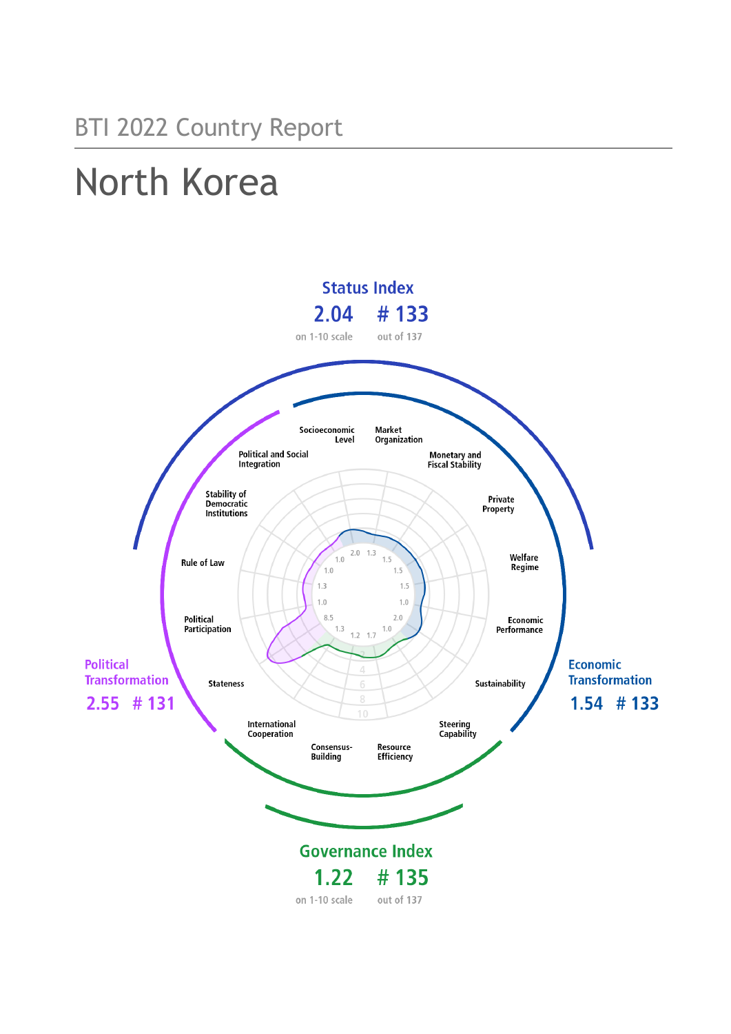BTI 2022 Country Report

# North Korea

**Status Index**

**2.04** on 1-10 scale

**# 133** out of 137

**Political Transformation**

**2.55 # 131**

**Economic Transformation**

**1.54 # 133**

**Governance Index**

**1.22** on 1-10 scale

**# 135** out of 137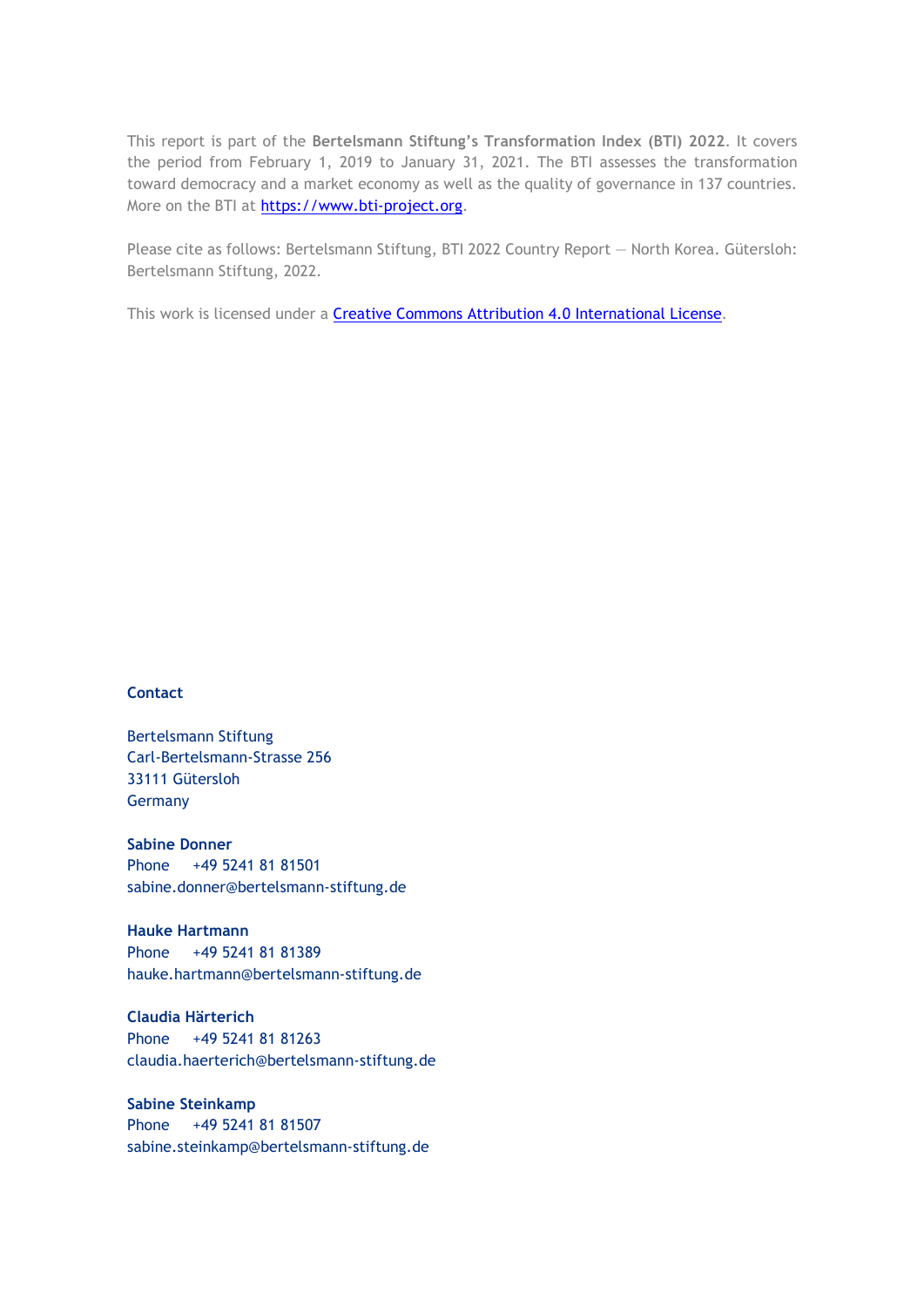This report is part of the **Bertelsmann Stiftung's Transformation Index (BTI) 2022**. It covers the period from February 1, 2019 to January 31, 2021. The BTI assesses the transformation toward democracy and a market economy as well as the quality of governance in 137 countries. More on the BTI at [https://www.bti-project.org](https://www.bti-project.org).

Please cite as follows: Bertelsmann Stiftung, BTI 2022 Country Report — North Korea. Gütersloh: Bertelsmann Stiftung, 2022.

This work is licensed under a [Creative Commons Attribution 4.0 International License](https://creativecommons.org/licenses/by/4.0/).

**Contact**

Bertelsmann Stiftung
Carl-Bertelsmann-Strasse 256
33111 Gütersloh
Germany

**Sabine Donner**
Phone +49 5241 81 81501
sabine.donner@bertelsmann-stiftung.de

**Hauke Hartmann**
Phone +49 5241 81 81389
hauke.hartmann@bertelsmann-stiftung.de

**Claudia Härterich**
Phone +49 5241 81 81263
claudia.haerterich@bertelsmann-stiftung.de

**Sabine Steinkamp**
Phone +49 5241 81 81507
sabine.steinkamp@bertelsmann-stiftung.de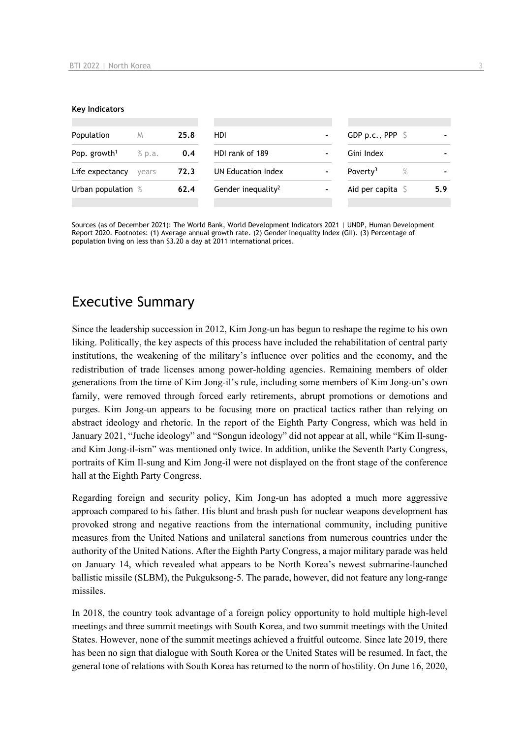**Key Indicators**

| Population | M | 25.8 | HDI | - | GDP p.c., PPP $ | | - |
|---|---|---|---|---|---|---|---|
| Pop. growth[1] | % p.a. | 0.4 | HDI rank of 189 | - | Gini Index | | - |
| Life expectancy | years | 72.3 | UN Education Index | - | Poverty[3] | % | - |
| Urban population % | | 62.4 | Gender inequality[2] | - | Aid per capita $ | | 5.9 |

Sources (as of December 2021): The World Bank, World Development Indicators 2021 | UNDP, Human Development Report 2020. Footnotes: (1) Average annual growth rate. (2) Gender Inequality Index (GII). (3) Percentage of population living on less than $3.20 a day at 2011 international prices.

## Executive Summary

Since the leadership succession in 2012, Kim Jong-un has begun to reshape the regime to his own liking. Politically, the key aspects of this process have included the rehabilitation of central party institutions, the weakening of the military's influence over politics and the economy, and the redistribution of trade licenses among power-holding agencies. Remaining members of older generations from the time of Kim Jong-il's rule, including some members of Kim Jong-un's own family, were removed through forced early retirements, abrupt promotions or demotions and purges. Kim Jong-un appears to be focusing more on practical tactics rather than relying on abstract ideology and rhetoric. In the report of the Eighth Party Congress, which was held in January 2021, "Juche ideology" and "Songun ideology" did not appear at all, while "Kim Il-sung-and Kim Jong-il-ism" was mentioned only twice. In addition, unlike the Seventh Party Congress, portraits of Kim Il-sung and Kim Jong-il were not displayed on the front stage of the conference hall at the Eighth Party Congress.

Regarding foreign and security policy, Kim Jong-un has adopted a much more aggressive approach compared to his father. His blunt and brash push for nuclear weapons development has provoked strong and negative reactions from the international community, including punitive measures from the United Nations and unilateral sanctions from numerous countries under the authority of the United Nations. After the Eighth Party Congress, a major military parade was held on January 14, which revealed what appears to be North Korea's newest submarine-launched ballistic missile (SLBM), the Pukguksong-5. The parade, however, did not feature any long-range missiles.

In 2018, the country took advantage of a foreign policy opportunity to hold multiple high-level meetings and three summit meetings with South Korea, and two summit meetings with the United States. However, none of the summit meetings achieved a fruitful outcome. Since late 2019, there has been no sign that dialogue with South Korea or the United States will be resumed. In fact, the general tone of relations with South Korea has returned to the norm of hostility. On June 16, 2020,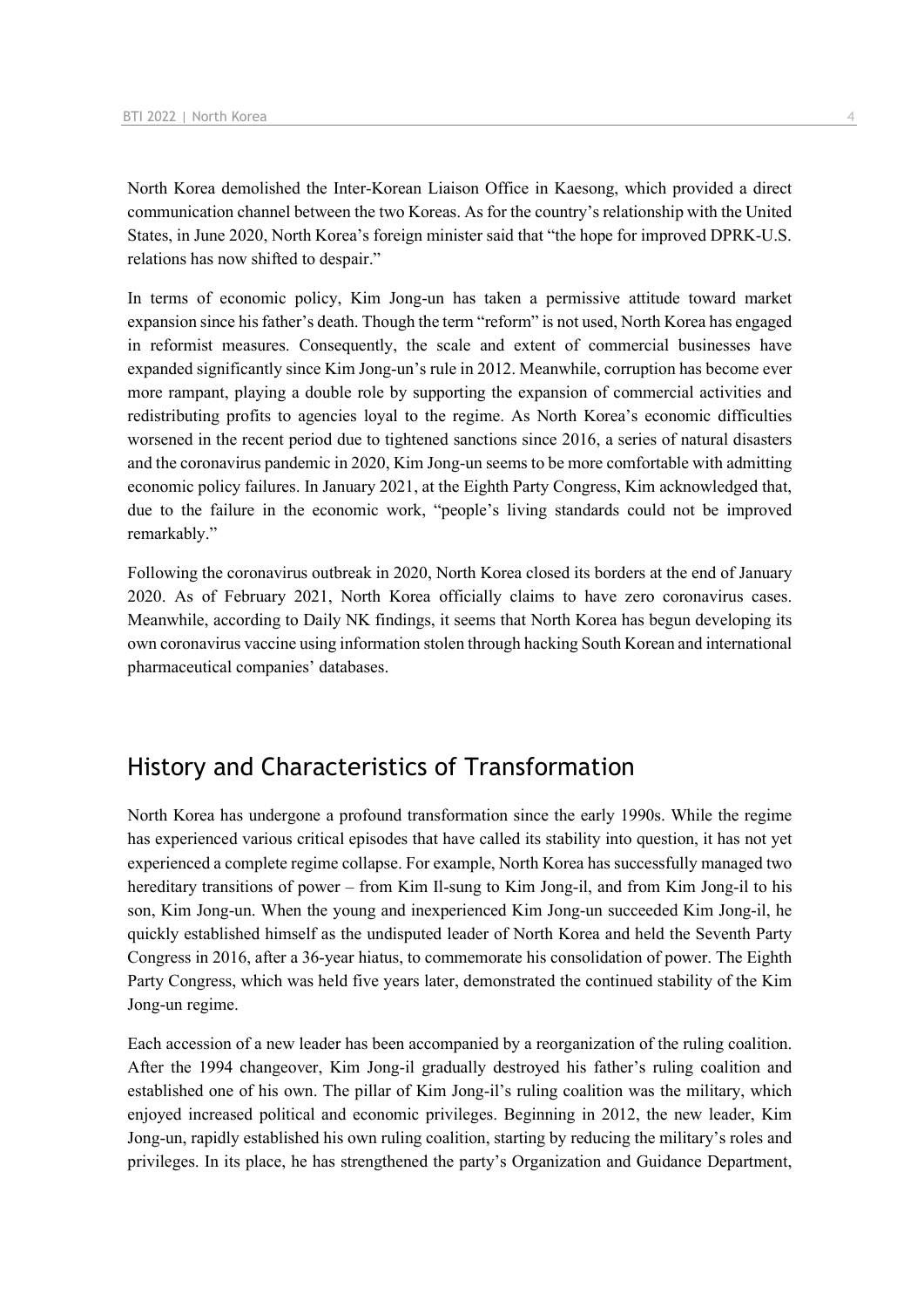North Korea demolished the Inter-Korean Liaison Office in Kaesong, which provided a direct communication channel between the two Koreas. As for the country's relationship with the United States, in June 2020, North Korea's foreign minister said that "the hope for improved DPRK-U.S. relations has now shifted to despair."

In terms of economic policy, Kim Jong-un has taken a permissive attitude toward market expansion since his father's death. Though the term "reform" is not used, North Korea has engaged in reformist measures. Consequently, the scale and extent of commercial businesses have expanded significantly since Kim Jong-un's rule in 2012. Meanwhile, corruption has become ever more rampant, playing a double role by supporting the expansion of commercial activities and redistributing profits to agencies loyal to the regime. As North Korea's economic difficulties worsened in the recent period due to tightened sanctions since 2016, a series of natural disasters and the coronavirus pandemic in 2020, Kim Jong-un seems to be more comfortable with admitting economic policy failures. In January 2021, at the Eighth Party Congress, Kim acknowledged that, due to the failure in the economic work, "people's living standards could not be improved remarkably."

Following the coronavirus outbreak in 2020, North Korea closed its borders at the end of January 2020. As of February 2021, North Korea officially claims to have zero coronavirus cases. Meanwhile, according to Daily NK findings, it seems that North Korea has begun developing its own coronavirus vaccine using information stolen through hacking South Korean and international pharmaceutical companies' databases.

## History and Characteristics of Transformation

North Korea has undergone a profound transformation since the early 1990s. While the regime has experienced various critical episodes that have called its stability into question, it has not yet experienced a complete regime collapse. For example, North Korea has successfully managed two hereditary transitions of power – from Kim Il-sung to Kim Jong-il, and from Kim Jong-il to his son, Kim Jong-un. When the young and inexperienced Kim Jong-un succeeded Kim Jong-il, he quickly established himself as the undisputed leader of North Korea and held the Seventh Party Congress in 2016, after a 36-year hiatus, to commemorate his consolidation of power. The Eighth Party Congress, which was held five years later, demonstrated the continued stability of the Kim Jong-un regime.

Each accession of a new leader has been accompanied by a reorganization of the ruling coalition. After the 1994 changeover, Kim Jong-il gradually destroyed his father's ruling coalition and established one of his own. The pillar of Kim Jong-il's ruling coalition was the military, which enjoyed increased political and economic privileges. Beginning in 2012, the new leader, Kim Jong-un, rapidly established his own ruling coalition, starting by reducing the military's roles and privileges. In its place, he has strengthened the party's Organization and Guidance Department,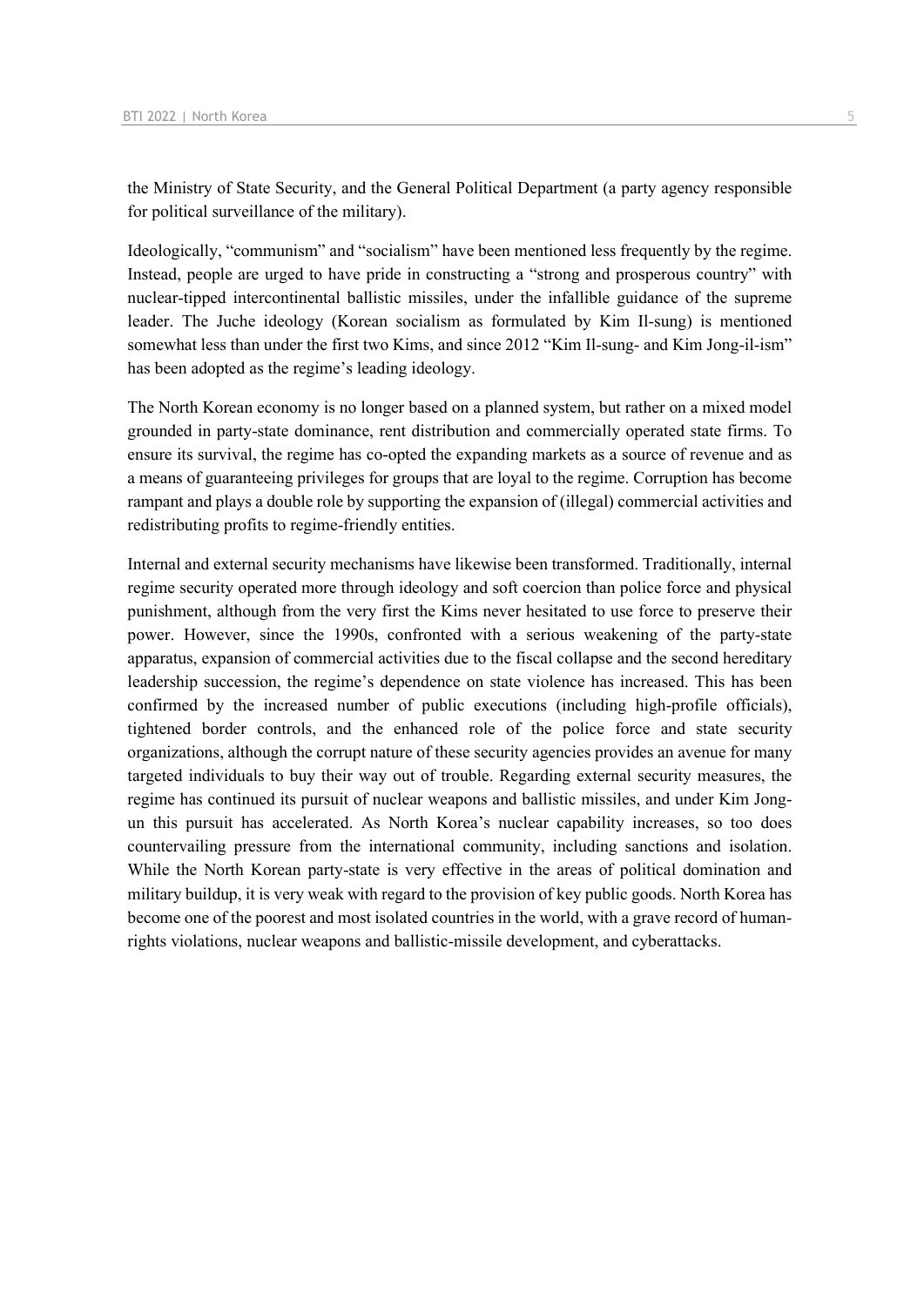the Ministry of State Security, and the General Political Department (a party agency responsible for political surveillance of the military).

Ideologically, "communism" and "socialism" have been mentioned less frequently by the regime. Instead, people are urged to have pride in constructing a "strong and prosperous country" with nuclear-tipped intercontinental ballistic missiles, under the infallible guidance of the supreme leader. The Juche ideology (Korean socialism as formulated by Kim Il-sung) is mentioned somewhat less than under the first two Kims, and since 2012 "Kim Il-sung- and Kim Jong-il-ism" has been adopted as the regime's leading ideology.

The North Korean economy is no longer based on a planned system, but rather on a mixed model grounded in party-state dominance, rent distribution and commercially operated state firms. To ensure its survival, the regime has co-opted the expanding markets as a source of revenue and as a means of guaranteeing privileges for groups that are loyal to the regime. Corruption has become rampant and plays a double role by supporting the expansion of (illegal) commercial activities and redistributing profits to regime-friendly entities.

Internal and external security mechanisms have likewise been transformed. Traditionally, internal regime security operated more through ideology and soft coercion than police force and physical punishment, although from the very first the Kims never hesitated to use force to preserve their power. However, since the 1990s, confronted with a serious weakening of the party-state apparatus, expansion of commercial activities due to the fiscal collapse and the second hereditary leadership succession, the regime's dependence on state violence has increased. This has been confirmed by the increased number of public executions (including high-profile officials), tightened border controls, and the enhanced role of the police force and state security organizations, although the corrupt nature of these security agencies provides an avenue for many targeted individuals to buy their way out of trouble. Regarding external security measures, the regime has continued its pursuit of nuclear weapons and ballistic missiles, and under Kim Jong-un this pursuit has accelerated. As North Korea's nuclear capability increases, so too does countervailing pressure from the international community, including sanctions and isolation. While the North Korean party-state is very effective in the areas of political domination and military buildup, it is very weak with regard to the provision of key public goods. North Korea has become one of the poorest and most isolated countries in the world, with a grave record of human-rights violations, nuclear weapons and ballistic-missile development, and cyberattacks.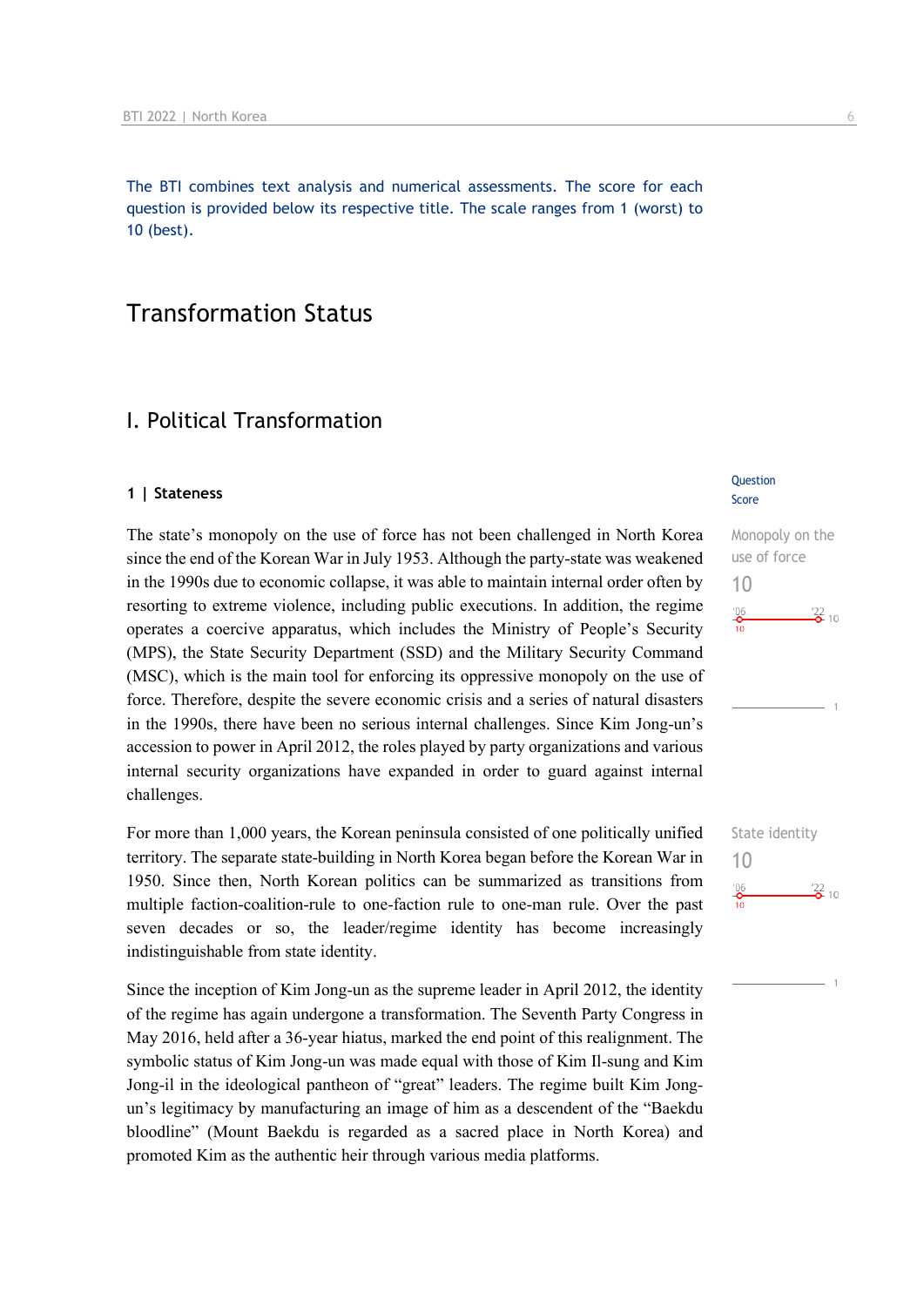The BTI combines text analysis and numerical assessments. The score for each question is provided below its respective title. The scale ranges from 1 (worst) to 10 (best).

# Transformation Status

## I. Political Transformation

### 1 | Stateness

Question Score

**Monopoly on the use of force**
10

The state's monopoly on the use of force has not been challenged in North Korea since the end of the Korean War in July 1953. Although the party-state was weakened in the 1990s due to economic collapse, it was able to maintain internal order often by resorting to extreme violence, including public executions. In addition, the regime operates a coercive apparatus, which includes the Ministry of People's Security (MPS), the State Security Department (SSD) and the Military Security Command (MSC), which is the main tool for enforcing its oppressive monopoly on the use of force. Therefore, despite the severe economic crisis and a series of natural disasters in the 1990s, there have been no serious internal challenges. Since Kim Jong-un's accession to power in April 2012, the roles played by party organizations and various internal security organizations have expanded in order to guard against internal challenges.

**State identity**
10

For more than 1,000 years, the Korean peninsula consisted of one politically unified territory. The separate state-building in North Korea began before the Korean War in 1950. Since then, North Korean politics can be summarized as transitions from multiple faction-coalition-rule to one-faction rule to one-man rule. Over the past seven decades or so, the leader/regime identity has become increasingly indistinguishable from state identity.

Since the inception of Kim Jong-un as the supreme leader in April 2012, the identity of the regime has again undergone a transformation. The Seventh Party Congress in May 2016, held after a 36-year hiatus, marked the end point of this realignment. The symbolic status of Kim Jong-un was made equal with those of Kim Il-sung and Kim Jong-il in the ideological pantheon of "great" leaders. The regime built Kim Jong-un's legitimacy by manufacturing an image of him as a descendent of the "Baekdu bloodline" (Mount Baekdu is regarded as a sacred place in North Korea) and promoted Kim as the authentic heir through various media platforms.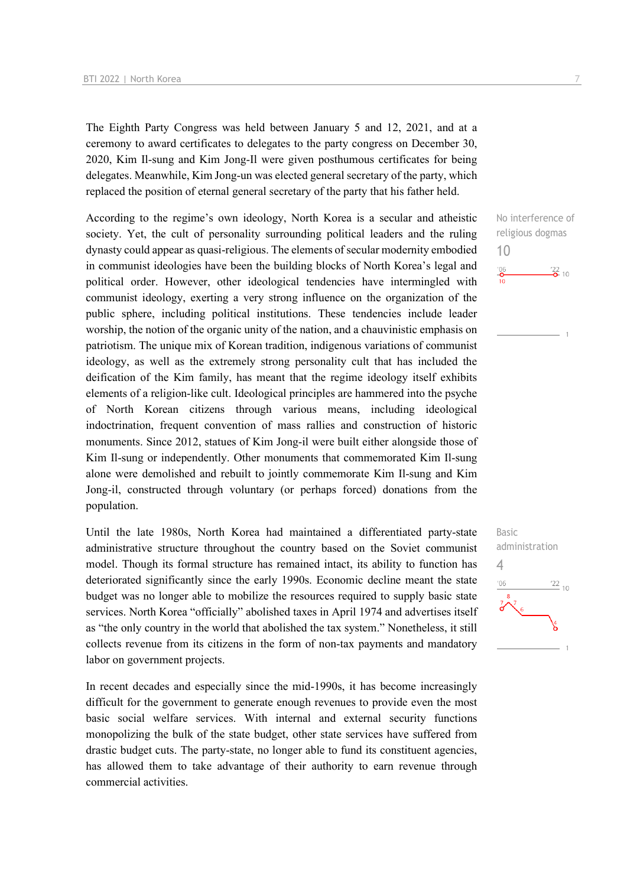The Eighth Party Congress was held between January 5 and 12, 2021, and at a ceremony to award certificates to delegates to the party congress on December 30, 2020, Kim Il-sung and Kim Jong-Il were given posthumous certificates for being delegates. Meanwhile, Kim Jong-un was elected general secretary of the party, which replaced the position of eternal general secretary of the party that his father held.

No interference of religious dogmas
10

'06 '22 10
10

1

According to the regime's own ideology, North Korea is a secular and atheistic society. Yet, the cult of personality surrounding political leaders and the ruling dynasty could appear as quasi-religious. The elements of secular modernity embodied in communist ideologies have been the building blocks of North Korea's legal and political order. However, other ideological tendencies have intermingled with communist ideology, exerting a very strong influence on the organization of the public sphere, including political institutions. These tendencies include leader worship, the notion of the organic unity of the nation, and a chauvinistic emphasis on patriotism. The unique mix of Korean tradition, indigenous variations of communist ideology, as well as the extremely strong personality cult that has included the deification of the Kim family, has meant that the regime ideology itself exhibits elements of a religion-like cult. Ideological principles are hammered into the psyche of North Korean citizens through various means, including ideological indoctrination, frequent convention of mass rallies and construction of historic monuments. Since 2012, statues of Kim Jong-il were built either alongside those of Kim Il-sung or independently. Other monuments that commemorated Kim Il-sung alone were demolished and rebuilt to jointly commemorate Kim Il-sung and Kim Jong-il, constructed through voluntary (or perhaps forced) donations from the population.

Basic administration
4

'06 '22 10
7 8 7 6 4

1

Until the late 1980s, North Korea had maintained a differentiated party-state administrative structure throughout the country based on the Soviet communist model. Though its formal structure has remained intact, its ability to function has deteriorated significantly since the early 1990s. Economic decline meant the state budget was no longer able to mobilize the resources required to supply basic state services. North Korea "officially" abolished taxes in April 1974 and advertises itself as "the only country in the world that abolished the tax system." Nonetheless, it still collects revenue from its citizens in the form of non-tax payments and mandatory labor on government projects.

In recent decades and especially since the mid-1990s, it has become increasingly difficult for the government to generate enough revenues to provide even the most basic social welfare services. With internal and external security functions monopolizing the bulk of the state budget, other state services have suffered from drastic budget cuts. The party-state, no longer able to fund its constituent agencies, has allowed them to take advantage of their authority to earn revenue through commercial activities.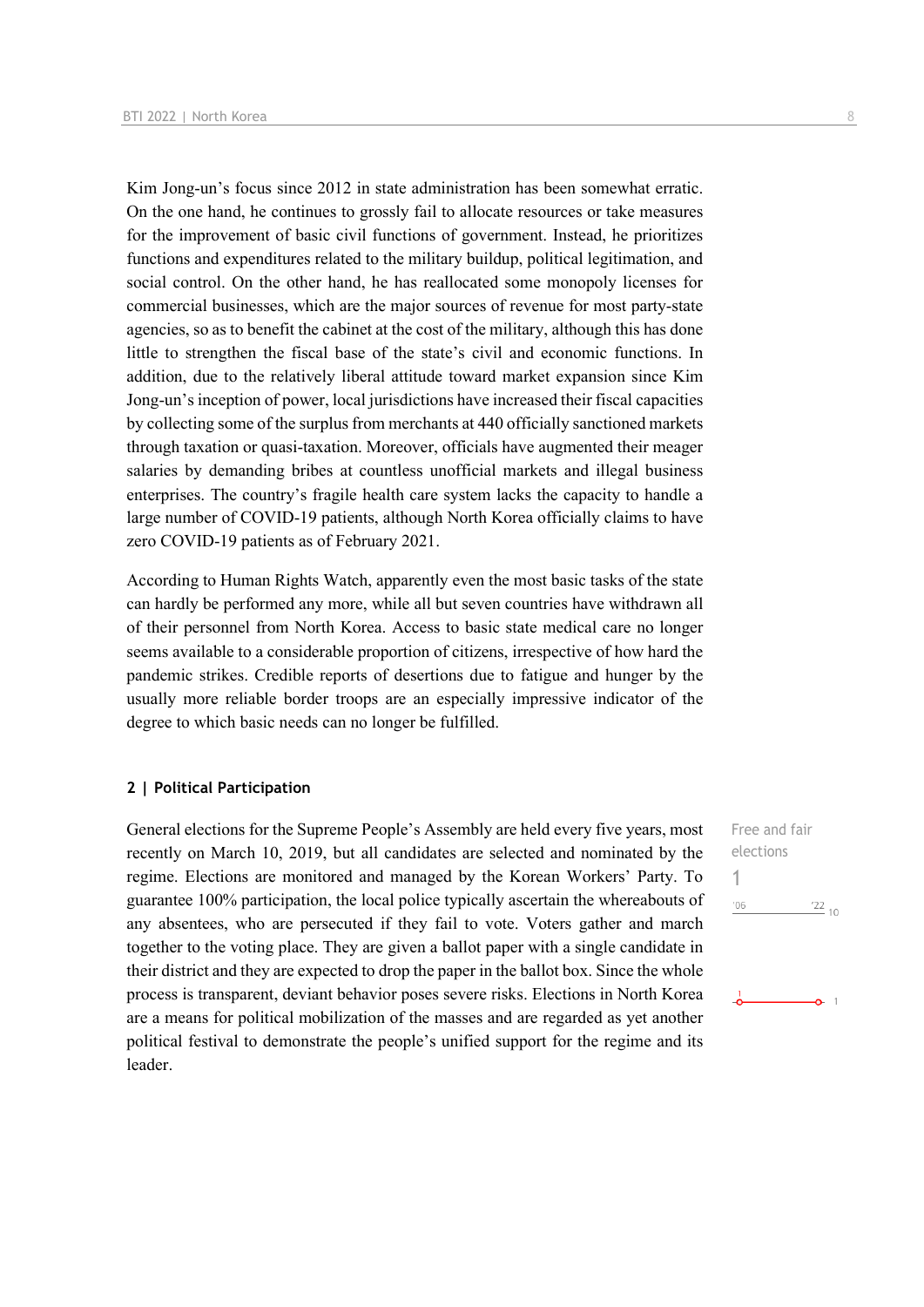Kim Jong-un's focus since 2012 in state administration has been somewhat erratic. On the one hand, he continues to grossly fail to allocate resources or take measures for the improvement of basic civil functions of government. Instead, he prioritizes functions and expenditures related to the military buildup, political legitimation, and social control. On the other hand, he has reallocated some monopoly licenses for commercial businesses, which are the major sources of revenue for most party-state agencies, so as to benefit the cabinet at the cost of the military, although this has done little to strengthen the fiscal base of the state's civil and economic functions. In addition, due to the relatively liberal attitude toward market expansion since Kim Jong-un's inception of power, local jurisdictions have increased their fiscal capacities by collecting some of the surplus from merchants at 440 officially sanctioned markets through taxation or quasi-taxation. Moreover, officials have augmented their meager salaries by demanding bribes at countless unofficial markets and illegal business enterprises. The country's fragile health care system lacks the capacity to handle a large number of COVID-19 patients, although North Korea officially claims to have zero COVID-19 patients as of February 2021.

According to Human Rights Watch, apparently even the most basic tasks of the state can hardly be performed any more, while all but seven countries have withdrawn all of their personnel from North Korea. Access to basic state medical care no longer seems available to a considerable proportion of citizens, irrespective of how hard the pandemic strikes. Credible reports of desertions due to fatigue and hunger by the usually more reliable border troops are an especially impressive indicator of the degree to which basic needs can no longer be fulfilled.

## 2 | Political Participation

Free and fair elections

1

'06 '22 10

General elections for the Supreme People's Assembly are held every five years, most recently on March 10, 2019, but all candidates are selected and nominated by the regime. Elections are monitored and managed by the Korean Workers' Party. To guarantee 100% participation, the local police typically ascertain the whereabouts of any absentees, who are persecuted if they fail to vote. Voters gather and march together to the voting place. They are given a ballot paper with a single candidate in their district and they are expected to drop the paper in the ballot box. Since the whole process is transparent, deviant behavior poses severe risks. Elections in North Korea are a means for political mobilization of the masses and are regarded as yet another political festival to demonstrate the people's unified support for the regime and its leader.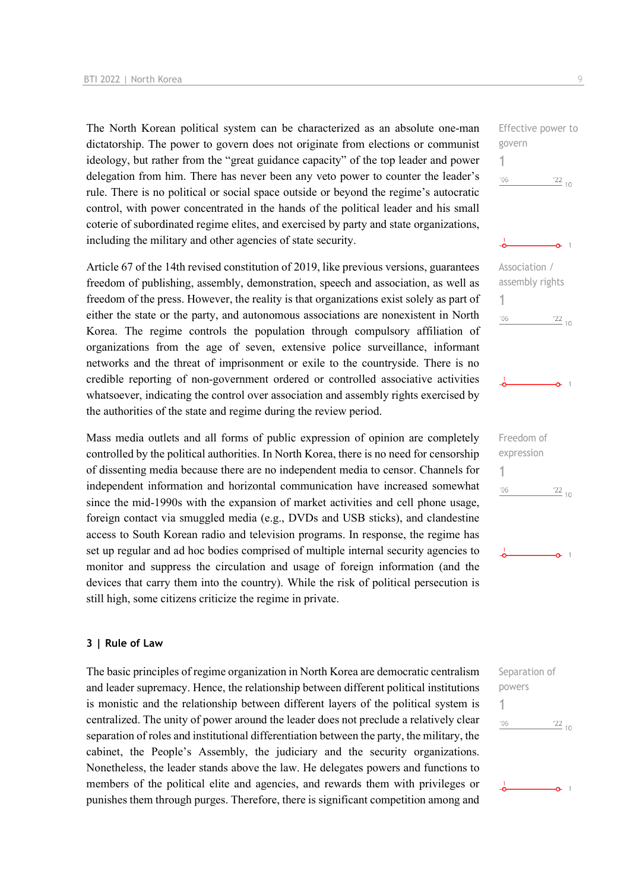The North Korean political system can be characterized as an absolute one-man dictatorship. The power to govern does not originate from elections or communist ideology, but rather from the "great guidance capacity" of the top leader and power delegation from him. There has never been any veto power to counter the leader's rule. There is no political or social space outside or beyond the regime's autocratic control, with power concentrated in the hands of the political leader and his small coterie of subordinated regime elites, and exercised by party and state organizations, including the military and other agencies of state security.

Effective power to govern
1

Article 67 of the 14th revised constitution of 2019, like previous versions, guarantees freedom of publishing, assembly, demonstration, speech and association, as well as freedom of the press. However, the reality is that organizations exist solely as part of either the state or the party, and autonomous associations are nonexistent in North Korea. The regime controls the population through compulsory affiliation of organizations from the age of seven, extensive police surveillance, informant networks and the threat of imprisonment or exile to the countryside. There is no credible reporting of non-government ordered or controlled associative activities whatsoever, indicating the control over association and assembly rights exercised by the authorities of the state and regime during the review period.

Association / assembly rights
1

Mass media outlets and all forms of public expression of opinion are completely controlled by the political authorities. In North Korea, there is no need for censorship of dissenting media because there are no independent media to censor. Channels for independent information and horizontal communication have increased somewhat since the mid-1990s with the expansion of market activities and cell phone usage, foreign contact via smuggled media (e.g., DVDs and USB sticks), and clandestine access to South Korean radio and television programs. In response, the regime has set up regular and ad hoc bodies comprised of multiple internal security agencies to monitor and suppress the circulation and usage of foreign information (and the devices that carry them into the country). While the risk of political persecution is still high, some citizens criticize the regime in private.

Freedom of expression
1

### 3 | Rule of Law

The basic principles of regime organization in North Korea are democratic centralism and leader supremacy. Hence, the relationship between different political institutions is monistic and the relationship between different layers of the political system is centralized. The unity of power around the leader does not preclude a relatively clear separation of roles and institutional differentiation between the party, the military, the cabinet, the People's Assembly, the judiciary and the security organizations. Nonetheless, the leader stands above the law. He delegates powers and functions to members of the political elite and agencies, and rewards them with privileges or punishes them through purges. Therefore, there is significant competition among and

Separation of powers
1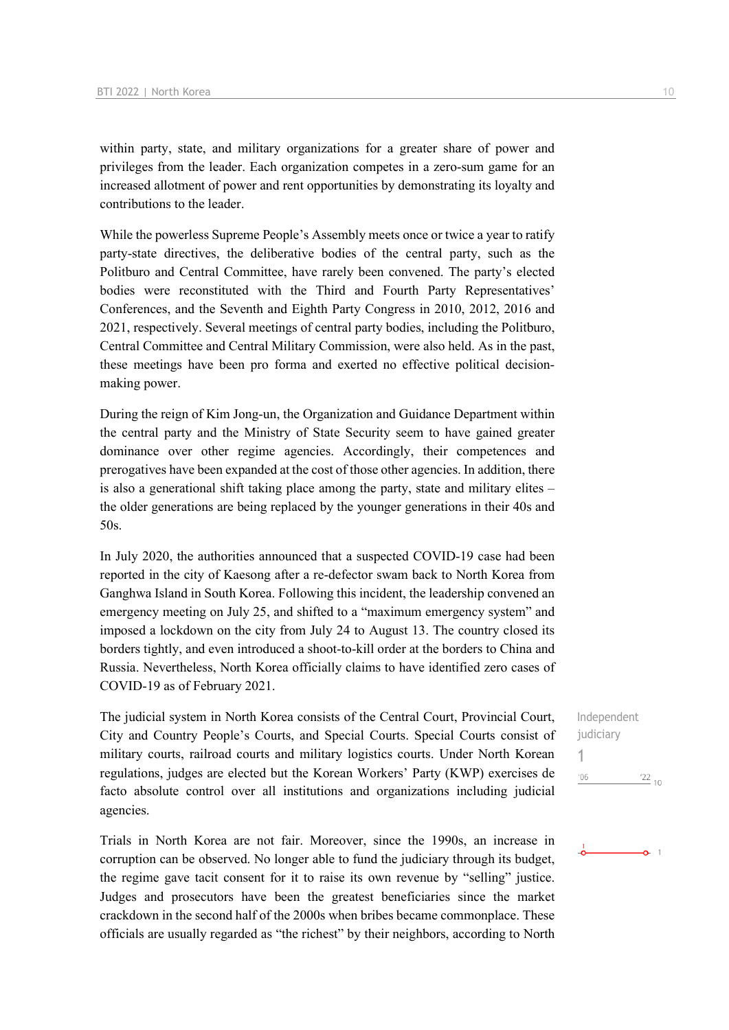within party, state, and military organizations for a greater share of power and privileges from the leader. Each organization competes in a zero-sum game for an increased allotment of power and rent opportunities by demonstrating its loyalty and contributions to the leader.

While the powerless Supreme People's Assembly meets once or twice a year to ratify party-state directives, the deliberative bodies of the central party, such as the Politburo and Central Committee, have rarely been convened. The party's elected bodies were reconstituted with the Third and Fourth Party Representatives' Conferences, and the Seventh and Eighth Party Congress in 2010, 2012, 2016 and 2021, respectively. Several meetings of central party bodies, including the Politburo, Central Committee and Central Military Commission, were also held. As in the past, these meetings have been pro forma and exerted no effective political decision-making power.

During the reign of Kim Jong-un, the Organization and Guidance Department within the central party and the Ministry of State Security seem to have gained greater dominance over other regime agencies. Accordingly, their competences and prerogatives have been expanded at the cost of those other agencies. In addition, there is also a generational shift taking place among the party, state and military elites – the older generations are being replaced by the younger generations in their 40s and 50s.

In July 2020, the authorities announced that a suspected COVID-19 case had been reported in the city of Kaesong after a re-defector swam back to North Korea from Ganghwa Island in South Korea. Following this incident, the leadership convened an emergency meeting on July 25, and shifted to a "maximum emergency system" and imposed a lockdown on the city from July 24 to August 13. The country closed its borders tightly, and even introduced a shoot-to-kill order at the borders to China and Russia. Nevertheless, North Korea officially claims to have identified zero cases of COVID-19 as of February 2021.

Independent judiciary
1

The judicial system in North Korea consists of the Central Court, Provincial Court, City and Country People's Courts, and Special Courts. Special Courts consist of military courts, railroad courts and military logistics courts. Under North Korean regulations, judges are elected but the Korean Workers' Party (KWP) exercises de facto absolute control over all institutions and organizations including judicial agencies.

Trials in North Korea are not fair. Moreover, since the 1990s, an increase in corruption can be observed. No longer able to fund the judiciary through its budget, the regime gave tacit consent for it to raise its own revenue by "selling" justice. Judges and prosecutors have been the greatest beneficiaries since the market crackdown in the second half of the 2000s when bribes became commonplace. These officials are usually regarded as "the richest" by their neighbors, according to North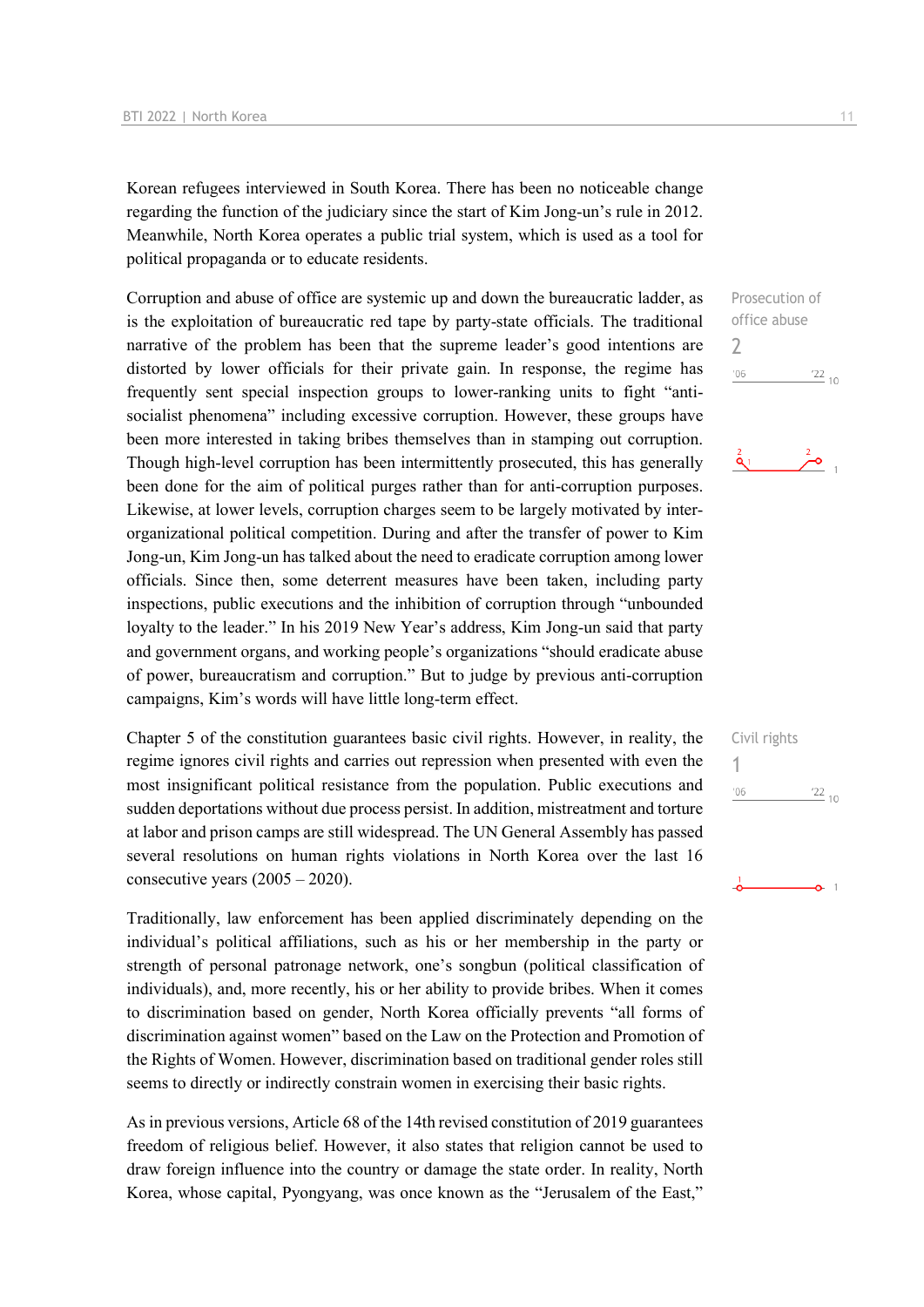Korean refugees interviewed in South Korea. There has been no noticeable change regarding the function of the judiciary since the start of Kim Jong-un's rule in 2012. Meanwhile, North Korea operates a public trial system, which is used as a tool for political propaganda or to educate residents.

Prosecution of office abuse
2

Corruption and abuse of office are systemic up and down the bureaucratic ladder, as is the exploitation of bureaucratic red tape by party-state officials. The traditional narrative of the problem has been that the supreme leader's good intentions are distorted by lower officials for their private gain. In response, the regime has frequently sent special inspection groups to lower-ranking units to fight "anti-socialist phenomena" including excessive corruption. However, these groups have been more interested in taking bribes themselves than in stamping out corruption. Though high-level corruption has been intermittently prosecuted, this has generally been done for the aim of political purges rather than for anti-corruption purposes. Likewise, at lower levels, corruption charges seem to be largely motivated by inter-organizational political competition. During and after the transfer of power to Kim Jong-un, Kim Jong-un has talked about the need to eradicate corruption among lower officials. Since then, some deterrent measures have been taken, including party inspections, public executions and the inhibition of corruption through "unbounded loyalty to the leader." In his 2019 New Year's address, Kim Jong-un said that party and government organs, and working people's organizations "should eradicate abuse of power, bureaucratism and corruption." But to judge by previous anti-corruption campaigns, Kim's words will have little long-term effect.

Civil rights
1

Chapter 5 of the constitution guarantees basic civil rights. However, in reality, the regime ignores civil rights and carries out repression when presented with even the most insignificant political resistance from the population. Public executions and sudden deportations without due process persist. In addition, mistreatment and torture at labor and prison camps are still widespread. The UN General Assembly has passed several resolutions on human rights violations in North Korea over the last 16 consecutive years (2005 – 2020).

Traditionally, law enforcement has been applied discriminately depending on the individual's political affiliations, such as his or her membership in the party or strength of personal patronage network, one's songbun (political classification of individuals), and, more recently, his or her ability to provide bribes. When it comes to discrimination based on gender, North Korea officially prevents "all forms of discrimination against women" based on the Law on the Protection and Promotion of the Rights of Women. However, discrimination based on traditional gender roles still seems to directly or indirectly constrain women in exercising their basic rights.

As in previous versions, Article 68 of the 14th revised constitution of 2019 guarantees freedom of religious belief. However, it also states that religion cannot be used to draw foreign influence into the country or damage the state order. In reality, North Korea, whose capital, Pyongyang, was once known as the "Jerusalem of the East,"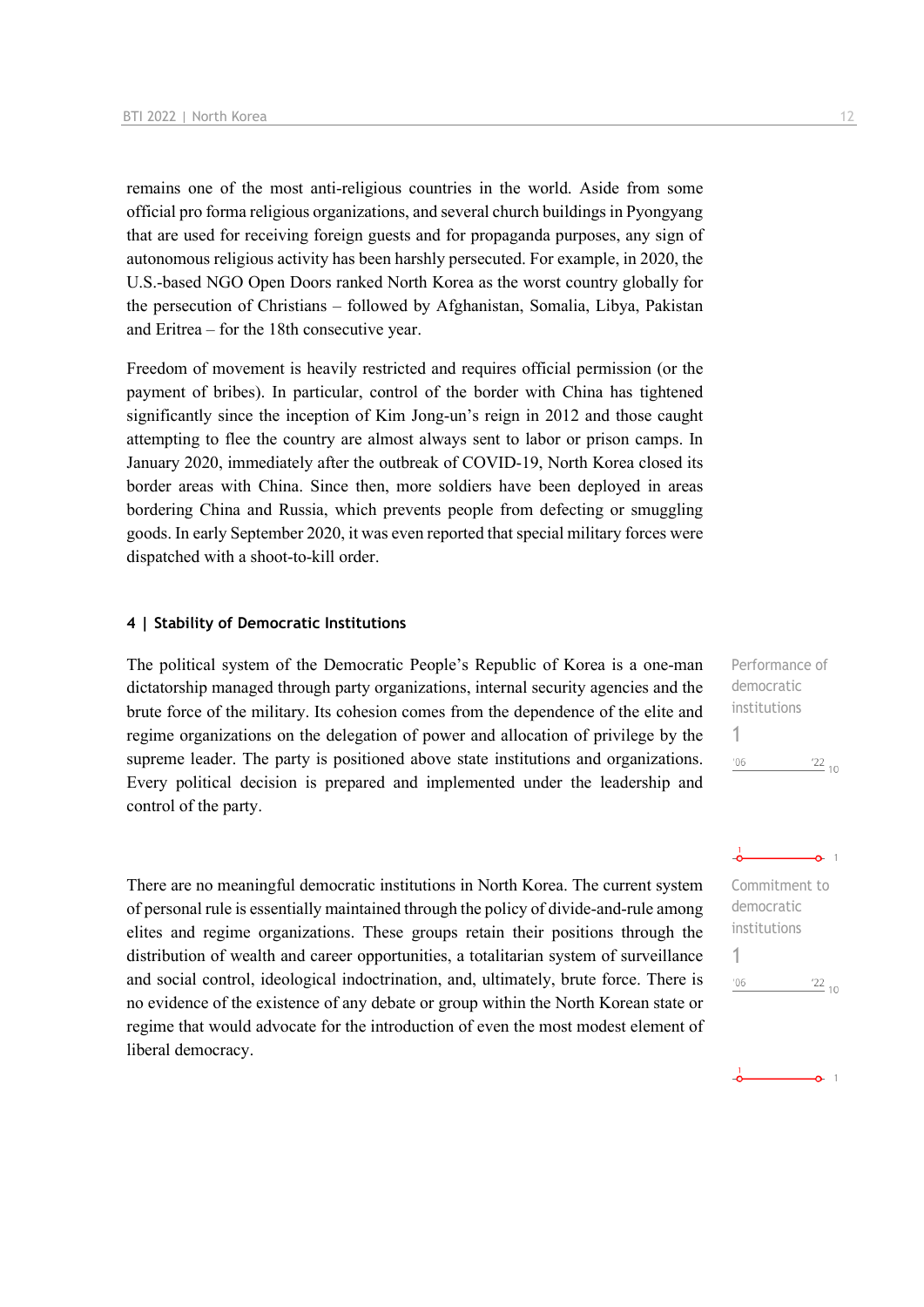remains one of the most anti-religious countries in the world. Aside from some official pro forma religious organizations, and several church buildings in Pyongyang that are used for receiving foreign guests and for propaganda purposes, any sign of autonomous religious activity has been harshly persecuted. For example, in 2020, the U.S.-based NGO Open Doors ranked North Korea as the worst country globally for the persecution of Christians – followed by Afghanistan, Somalia, Libya, Pakistan and Eritrea – for the 18th consecutive year.

Freedom of movement is heavily restricted and requires official permission (or the payment of bribes). In particular, control of the border with China has tightened significantly since the inception of Kim Jong-un's reign in 2012 and those caught attempting to flee the country are almost always sent to labor or prison camps. In January 2020, immediately after the outbreak of COVID-19, North Korea closed its border areas with China. Since then, more soldiers have been deployed in areas bordering China and Russia, which prevents people from defecting or smuggling goods. In early September 2020, it was even reported that special military forces were dispatched with a shoot-to-kill order.

#### 4 | Stability of Democratic Institutions

The political system of the Democratic People's Republic of Korea is a one-man dictatorship managed through party organizations, internal security agencies and the brute force of the military. Its cohesion comes from the dependence of the elite and regime organizations on the delegation of power and allocation of privilege by the supreme leader. The party is positioned above state institutions and organizations. Every political decision is prepared and implemented under the leadership and control of the party.

Performance of democratic institutions
1

There are no meaningful democratic institutions in North Korea. The current system of personal rule is essentially maintained through the policy of divide-and-rule among elites and regime organizations. These groups retain their positions through the distribution of wealth and career opportunities, a totalitarian system of surveillance and social control, ideological indoctrination, and, ultimately, brute force. There is no evidence of the existence of any debate or group within the North Korean state or regime that would advocate for the introduction of even the most modest element of liberal democracy.

Commitment to democratic institutions
1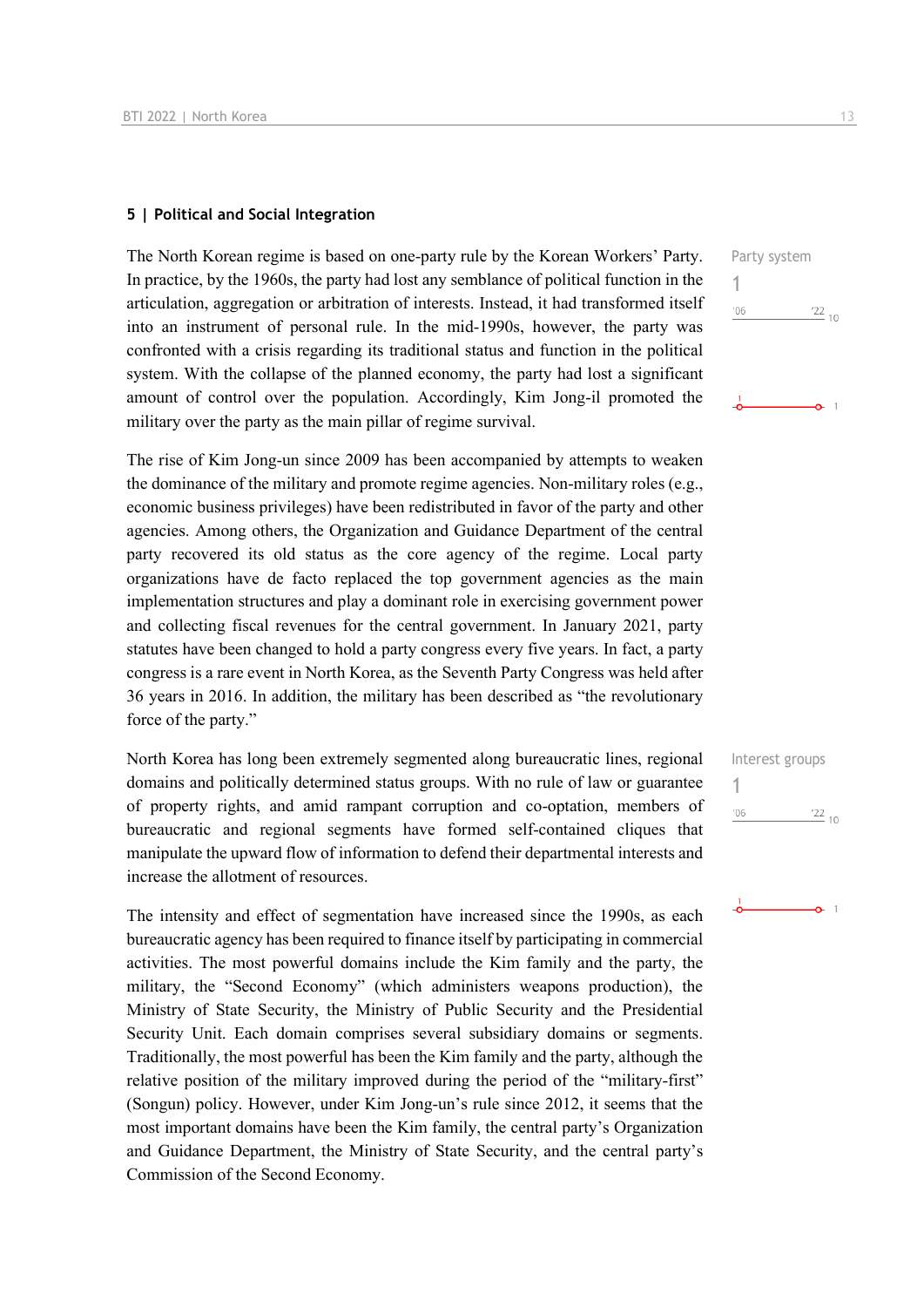## 5 | Political and Social Integration

Party system

1

'06 '22 10

The North Korean regime is based on one-party rule by the Korean Workers' Party. In practice, by the 1960s, the party had lost any semblance of political function in the articulation, aggregation or arbitration of interests. Instead, it had transformed itself into an instrument of personal rule. In the mid-1990s, however, the party was confronted with a crisis regarding its traditional status and function in the political system. With the collapse of the planned economy, the party had lost a significant amount of control over the population. Accordingly, Kim Jong-il promoted the military over the party as the main pillar of regime survival.

The rise of Kim Jong-un since 2009 has been accompanied by attempts to weaken the dominance of the military and promote regime agencies. Non-military roles (e.g., economic business privileges) have been redistributed in favor of the party and other agencies. Among others, the Organization and Guidance Department of the central party recovered its old status as the core agency of the regime. Local party organizations have de facto replaced the top government agencies as the main implementation structures and play a dominant role in exercising government power and collecting fiscal revenues for the central government. In January 2021, party statutes have been changed to hold a party congress every five years. In fact, a party congress is a rare event in North Korea, as the Seventh Party Congress was held after 36 years in 2016. In addition, the military has been described as "the revolutionary force of the party."

Interest groups

1

'06 '22 10

North Korea has long been extremely segmented along bureaucratic lines, regional domains and politically determined status groups. With no rule of law or guarantee of property rights, and amid rampant corruption and co-optation, members of bureaucratic and regional segments have formed self-contained cliques that manipulate the upward flow of information to defend their departmental interests and increase the allotment of resources.

The intensity and effect of segmentation have increased since the 1990s, as each bureaucratic agency has been required to finance itself by participating in commercial activities. The most powerful domains include the Kim family and the party, the military, the "Second Economy" (which administers weapons production), the Ministry of State Security, the Ministry of Public Security and the Presidential Security Unit. Each domain comprises several subsidiary domains or segments. Traditionally, the most powerful has been the Kim family and the party, although the relative position of the military improved during the period of the "military-first" (Songun) policy. However, under Kim Jong-un's rule since 2012, it seems that the most important domains have been the Kim family, the central party's Organization and Guidance Department, the Ministry of State Security, and the central party's Commission of the Second Economy.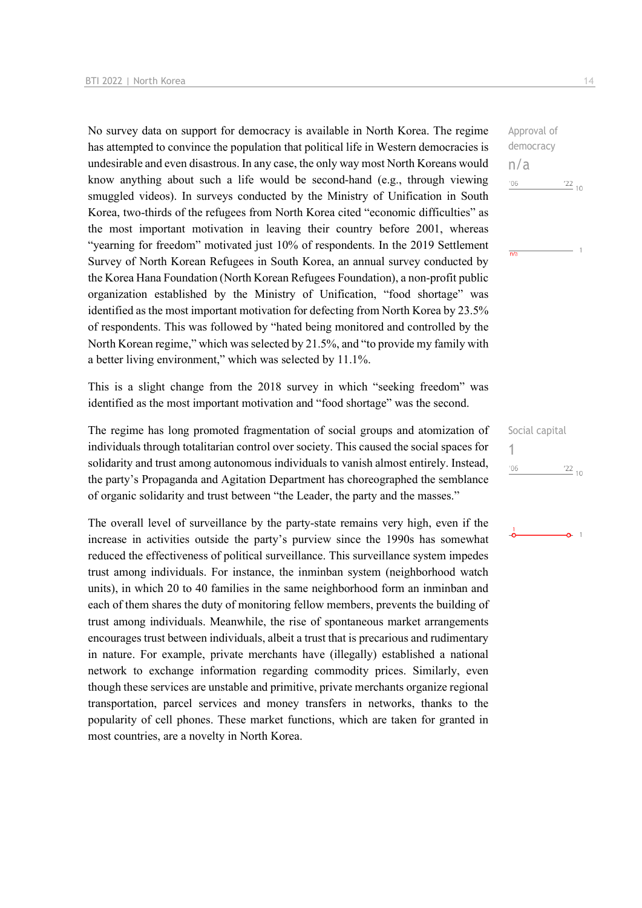No survey data on support for democracy is available in North Korea. The regime has attempted to convince the population that political life in Western democracies is undesirable and even disastrous. In any case, the only way most North Koreans would know anything about such a life would be second-hand (e.g., through viewing smuggled videos). In surveys conducted by the Ministry of Unification in South Korea, two-thirds of the refugees from North Korea cited "economic difficulties" as the most important motivation in leaving their country before 2001, whereas "yearning for freedom" motivated just 10% of respondents. In the 2019 Settlement Survey of North Korean Refugees in South Korea, an annual survey conducted by the Korea Hana Foundation (North Korean Refugees Foundation), a non-profit public organization established by the Ministry of Unification, "food shortage" was identified as the most important motivation for defecting from North Korea by 23.5% of respondents. This was followed by "hated being monitored and controlled by the North Korean regime," which was selected by 21.5%, and "to provide my family with a better living environment," which was selected by 11.1%.

Approval of democracy
n/a

This is a slight change from the 2018 survey in which "seeking freedom" was identified as the most important motivation and "food shortage" was the second.

The regime has long promoted fragmentation of social groups and atomization of individuals through totalitarian control over society. This caused the social spaces for solidarity and trust among autonomous individuals to vanish almost entirely. Instead, the party's Propaganda and Agitation Department has choreographed the semblance of organic solidarity and trust between "the Leader, the party and the masses."

Social capital
1

The overall level of surveillance by the party-state remains very high, even if the increase in activities outside the party's purview since the 1990s has somewhat reduced the effectiveness of political surveillance. This surveillance system impedes trust among individuals. For instance, the inminban system (neighborhood watch units), in which 20 to 40 families in the same neighborhood form an inminban and each of them shares the duty of monitoring fellow members, prevents the building of trust among individuals. Meanwhile, the rise of spontaneous market arrangements encourages trust between individuals, albeit a trust that is precarious and rudimentary in nature. For example, private merchants have (illegally) established a national network to exchange information regarding commodity prices. Similarly, even though these services are unstable and primitive, private merchants organize regional transportation, parcel services and money transfers in networks, thanks to the popularity of cell phones. These market functions, which are taken for granted in most countries, are a novelty in North Korea.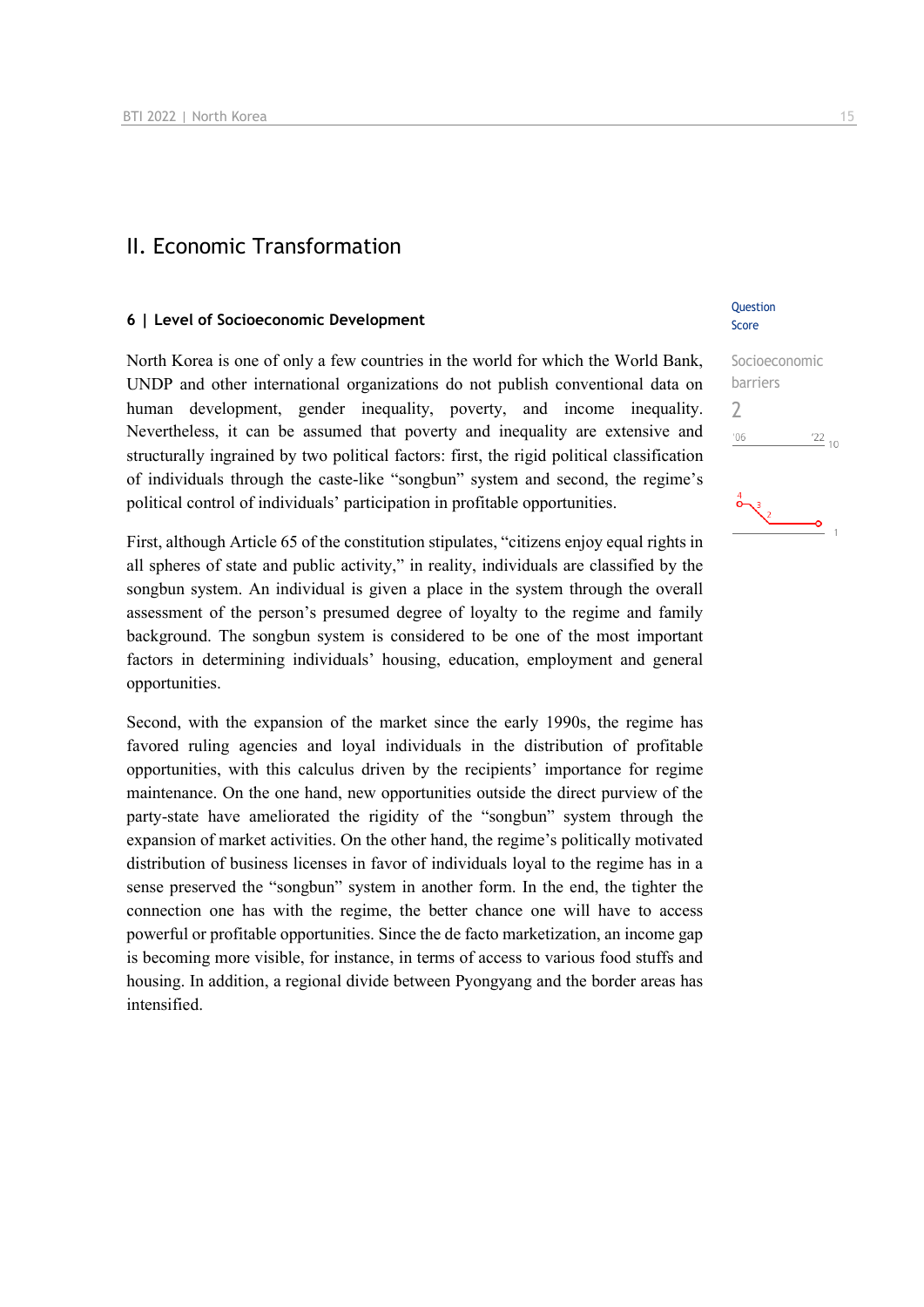# II. Economic Transformation

## 6 | Level of Socioeconomic Development

Question Score

Socioeconomic barriers
2

North Korea is one of only a few countries in the world for which the World Bank, UNDP and other international organizations do not publish conventional data on human development, gender inequality, poverty, and income inequality. Nevertheless, it can be assumed that poverty and inequality are extensive and structurally ingrained by two political factors: first, the rigid political classification of individuals through the caste-like "songbun" system and second, the regime's political control of individuals' participation in profitable opportunities.

First, although Article 65 of the constitution stipulates, "citizens enjoy equal rights in all spheres of state and public activity," in reality, individuals are classified by the songbun system. An individual is given a place in the system through the overall assessment of the person's presumed degree of loyalty to the regime and family background. The songbun system is considered to be one of the most important factors in determining individuals' housing, education, employment and general opportunities.

Second, with the expansion of the market since the early 1990s, the regime has favored ruling agencies and loyal individuals in the distribution of profitable opportunities, with this calculus driven by the recipients' importance for regime maintenance. On the one hand, new opportunities outside the direct purview of the party-state have ameliorated the rigidity of the "songbun" system through the expansion of market activities. On the other hand, the regime's politically motivated distribution of business licenses in favor of individuals loyal to the regime has in a sense preserved the "songbun" system in another form. In the end, the tighter the connection one has with the regime, the better chance one will have to access powerful or profitable opportunities. Since the de facto marketization, an income gap is becoming more visible, for instance, in terms of access to various food stuffs and housing. In addition, a regional divide between Pyongyang and the border areas has intensified.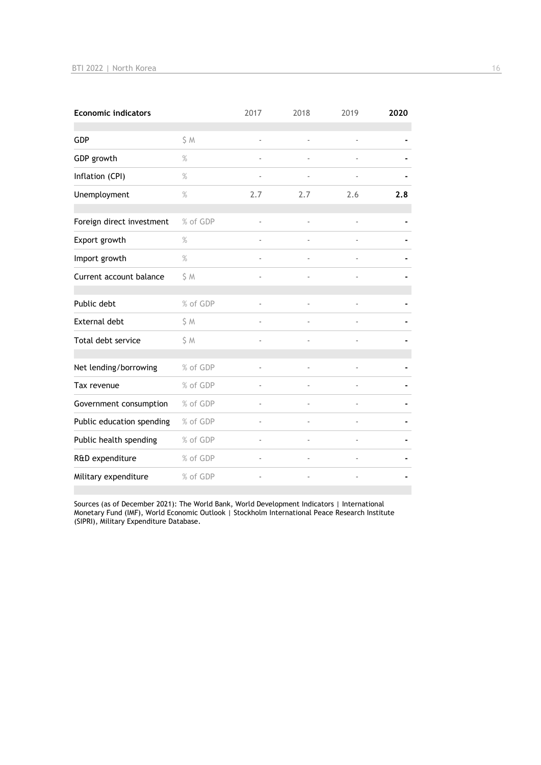| **Economic indicators** | | 2017 | 2018 | 2019 | **2020** |
|---|---|---|---|---|---|
| GDP | $ M | - | - | - | **-** |
| GDP growth | % | - | - | - | **-** |
| Inflation (CPI) | % | - | - | - | **-** |
| Unemployment | % | 2.7 | 2.7 | 2.6 | **2.8** |
| Foreign direct investment | % of GDP | - | - | - | **-** |
| Export growth | % | - | - | - | **-** |
| Import growth | % | - | - | - | **-** |
| Current account balance | $ M | - | - | - | **-** |
| Public debt | % of GDP | - | - | - | **-** |
| External debt | $ M | - | - | - | **-** |
| Total debt service | $ M | - | - | - | **-** |
| Net lending/borrowing | % of GDP | - | - | - | **-** |
| Tax revenue | % of GDP | - | - | - | **-** |
| Government consumption | % of GDP | - | - | - | **-** |
| Public education spending | % of GDP | - | - | - | **-** |
| Public health spending | % of GDP | - | - | - | **-** |
| R&D expenditure | % of GDP | - | - | - | **-** |
| Military expenditure | % of GDP | - | - | - | **-** |

Sources (as of December 2021): The World Bank, World Development Indicators | International Monetary Fund (IMF), World Economic Outlook | Stockholm International Peace Research Institute (SIPRI), Military Expenditure Database.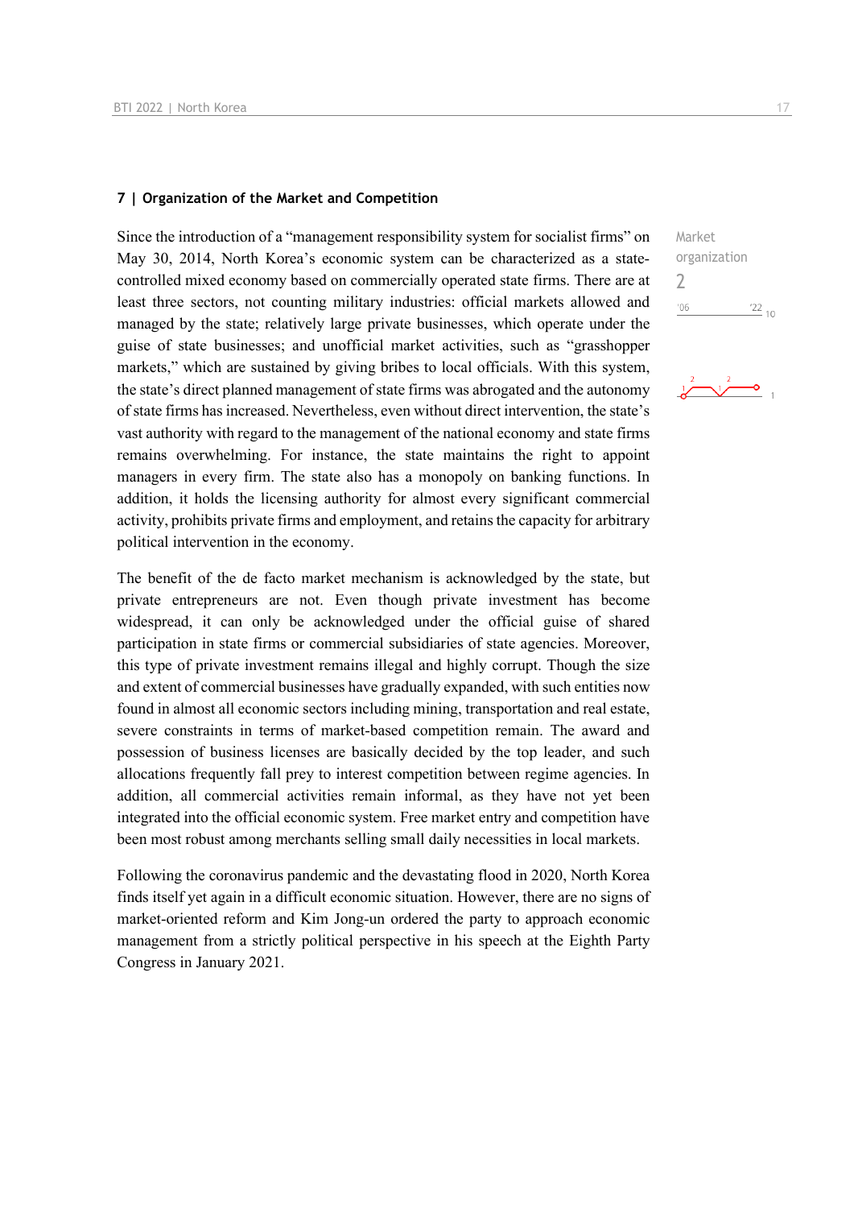## 7 | Organization of the Market and Competition

Market organization
2

Since the introduction of a "management responsibility system for socialist firms" on May 30, 2014, North Korea's economic system can be characterized as a state-controlled mixed economy based on commercially operated state firms. There are at least three sectors, not counting military industries: official markets allowed and managed by the state; relatively large private businesses, which operate under the guise of state businesses; and unofficial market activities, such as "grasshopper markets," which are sustained by giving bribes to local officials. With this system, the state's direct planned management of state firms was abrogated and the autonomy of state firms has increased. Nevertheless, even without direct intervention, the state's vast authority with regard to the management of the national economy and state firms remains overwhelming. For instance, the state maintains the right to appoint managers in every firm. The state also has a monopoly on banking functions. In addition, it holds the licensing authority for almost every significant commercial activity, prohibits private firms and employment, and retains the capacity for arbitrary political intervention in the economy.

The benefit of the de facto market mechanism is acknowledged by the state, but private entrepreneurs are not. Even though private investment has become widespread, it can only be acknowledged under the official guise of shared participation in state firms or commercial subsidiaries of state agencies. Moreover, this type of private investment remains illegal and highly corrupt. Though the size and extent of commercial businesses have gradually expanded, with such entities now found in almost all economic sectors including mining, transportation and real estate, severe constraints in terms of market-based competition remain. The award and possession of business licenses are basically decided by the top leader, and such allocations frequently fall prey to interest competition between regime agencies. In addition, all commercial activities remain informal, as they have not yet been integrated into the official economic system. Free market entry and competition have been most robust among merchants selling small daily necessities in local markets.

Following the coronavirus pandemic and the devastating flood in 2020, North Korea finds itself yet again in a difficult economic situation. However, there are no signs of market-oriented reform and Kim Jong-un ordered the party to approach economic management from a strictly political perspective in his speech at the Eighth Party Congress in January 2021.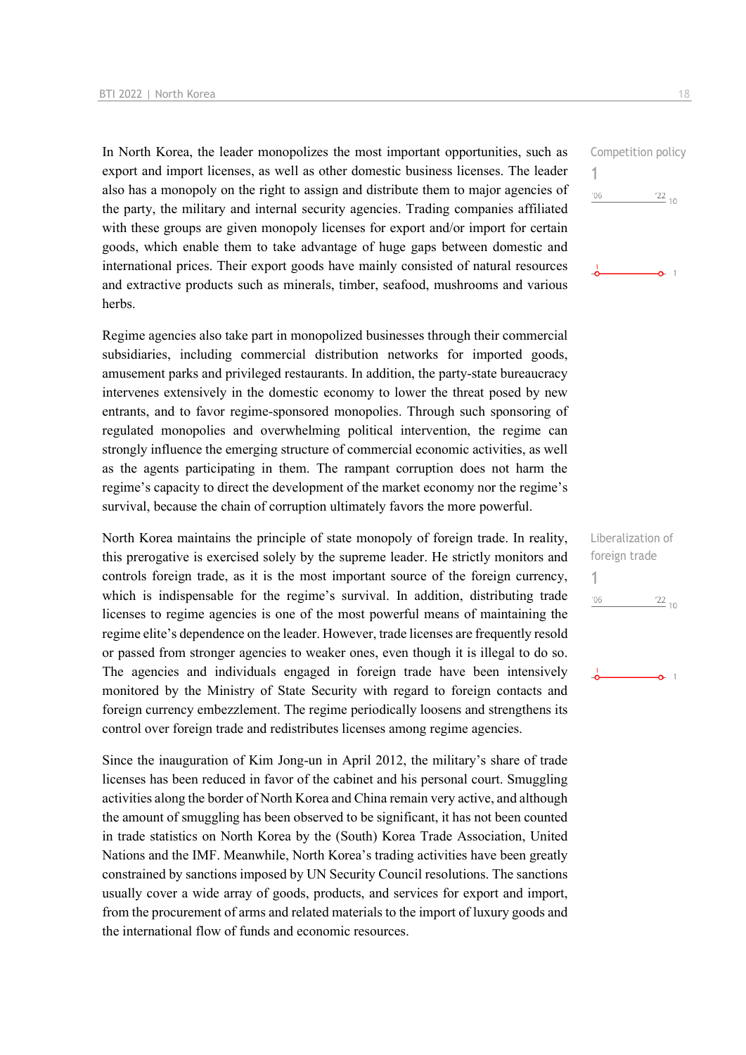In North Korea, the leader monopolizes the most important opportunities, such as export and import licenses, as well as other domestic business licenses. The leader also has a monopoly on the right to assign and distribute them to major agencies of the party, the military and internal security agencies. Trading companies affiliated with these groups are given monopoly licenses for export and/or import for certain goods, which enable them to take advantage of huge gaps between domestic and international prices. Their export goods have mainly consisted of natural resources and extractive products such as minerals, timber, seafood, mushrooms and various herbs.

Competition policy
1

Regime agencies also take part in monopolized businesses through their commercial subsidiaries, including commercial distribution networks for imported goods, amusement parks and privileged restaurants. In addition, the party-state bureaucracy intervenes extensively in the domestic economy to lower the threat posed by new entrants, and to favor regime-sponsored monopolies. Through such sponsoring of regulated monopolies and overwhelming political intervention, the regime can strongly influence the emerging structure of commercial economic activities, as well as the agents participating in them. The rampant corruption does not harm the regime's capacity to direct the development of the market economy nor the regime's survival, because the chain of corruption ultimately favors the more powerful.

North Korea maintains the principle of state monopoly of foreign trade. In reality, this prerogative is exercised solely by the supreme leader. He strictly monitors and controls foreign trade, as it is the most important source of the foreign currency, which is indispensable for the regime's survival. In addition, distributing trade licenses to regime agencies is one of the most powerful means of maintaining the regime elite's dependence on the leader. However, trade licenses are frequently resold or passed from stronger agencies to weaker ones, even though it is illegal to do so. The agencies and individuals engaged in foreign trade have been intensively monitored by the Ministry of State Security with regard to foreign contacts and foreign currency embezzlement. The regime periodically loosens and strengthens its control over foreign trade and redistributes licenses among regime agencies.

Liberalization of foreign trade
1

Since the inauguration of Kim Jong-un in April 2012, the military's share of trade licenses has been reduced in favor of the cabinet and his personal court. Smuggling activities along the border of North Korea and China remain very active, and although the amount of smuggling has been observed to be significant, it has not been counted in trade statistics on North Korea by the (South) Korea Trade Association, United Nations and the IMF. Meanwhile, North Korea's trading activities have been greatly constrained by sanctions imposed by UN Security Council resolutions. The sanctions usually cover a wide array of goods, products, and services for export and import, from the procurement of arms and related materials to the import of luxury goods and the international flow of funds and economic resources.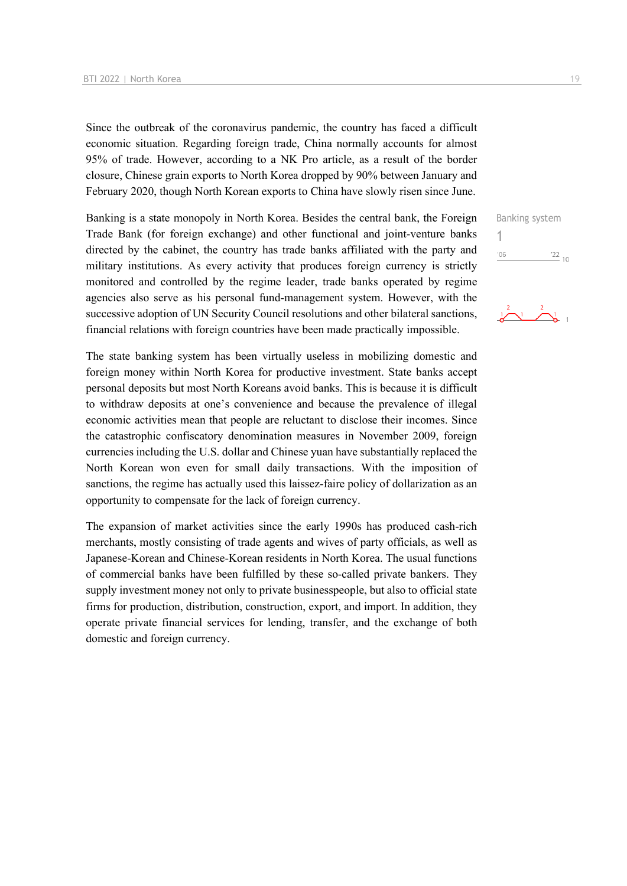Since the outbreak of the coronavirus pandemic, the country has faced a difficult economic situation. Regarding foreign trade, China normally accounts for almost 95% of trade. However, according to a NK Pro article, as a result of the border closure, Chinese grain exports to North Korea dropped by 90% between January and February 2020, though North Korean exports to China have slowly risen since June.

Banking system

1

Banking is a state monopoly in North Korea. Besides the central bank, the Foreign Trade Bank (for foreign exchange) and other functional and joint-venture banks directed by the cabinet, the country has trade banks affiliated with the party and military institutions. As every activity that produces foreign currency is strictly monitored and controlled by the regime leader, trade banks operated by regime agencies also serve as his personal fund-management system. However, with the successive adoption of UN Security Council resolutions and other bilateral sanctions, financial relations with foreign countries have been made practically impossible.

The state banking system has been virtually useless in mobilizing domestic and foreign money within North Korea for productive investment. State banks accept personal deposits but most North Koreans avoid banks. This is because it is difficult to withdraw deposits at one's convenience and because the prevalence of illegal economic activities mean that people are reluctant to disclose their incomes. Since the catastrophic confiscatory denomination measures in November 2009, foreign currencies including the U.S. dollar and Chinese yuan have substantially replaced the North Korean won even for small daily transactions. With the imposition of sanctions, the regime has actually used this laissez-faire policy of dollarization as an opportunity to compensate for the lack of foreign currency.

The expansion of market activities since the early 1990s has produced cash-rich merchants, mostly consisting of trade agents and wives of party officials, as well as Japanese-Korean and Chinese-Korean residents in North Korea. The usual functions of commercial banks have been fulfilled by these so-called private bankers. They supply investment money not only to private businesspeople, but also to official state firms for production, distribution, construction, export, and import. In addition, they operate private financial services for lending, transfer, and the exchange of both domestic and foreign currency.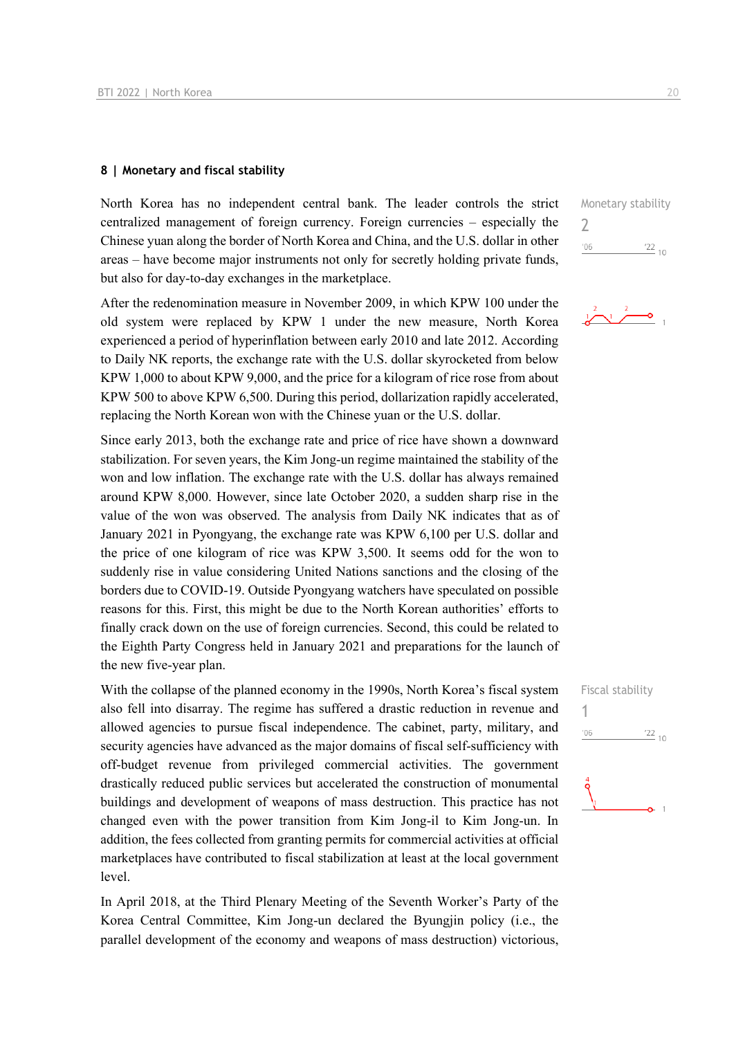## 8 | Monetary and fiscal stability

North Korea has no independent central bank. The leader controls the strict centralized management of foreign currency. Foreign currencies – especially the Chinese yuan along the border of North Korea and China, and the U.S. dollar in other areas – have become major instruments not only for secretly holding private funds, but also for day-to-day exchanges in the marketplace.

Monetary stability
2

After the redenomination measure in November 2009, in which KPW 100 under the old system were replaced by KPW 1 under the new measure, North Korea experienced a period of hyperinflation between early 2010 and late 2012. According to Daily NK reports, the exchange rate with the U.S. dollar skyrocketed from below KPW 1,000 to about KPW 9,000, and the price for a kilogram of rice rose from about KPW 500 to above KPW 6,500. During this period, dollarization rapidly accelerated, replacing the North Korean won with the Chinese yuan or the U.S. dollar.

Since early 2013, both the exchange rate and price of rice have shown a downward stabilization. For seven years, the Kim Jong-un regime maintained the stability of the won and low inflation. The exchange rate with the U.S. dollar has always remained around KPW 8,000. However, since late October 2020, a sudden sharp rise in the value of the won was observed. The analysis from Daily NK indicates that as of January 2021 in Pyongyang, the exchange rate was KPW 6,100 per U.S. dollar and the price of one kilogram of rice was KPW 3,500. It seems odd for the won to suddenly rise in value considering United Nations sanctions and the closing of the borders due to COVID-19. Outside Pyongyang watchers have speculated on possible reasons for this. First, this might be due to the North Korean authorities' efforts to finally crack down on the use of foreign currencies. Second, this could be related to the Eighth Party Congress held in January 2021 and preparations for the launch of the new five-year plan.

With the collapse of the planned economy in the 1990s, North Korea's fiscal system also fell into disarray. The regime has suffered a drastic reduction in revenue and allowed agencies to pursue fiscal independence. The cabinet, party, military, and security agencies have advanced as the major domains of fiscal self-sufficiency with off-budget revenue from privileged commercial activities. The government drastically reduced public services but accelerated the construction of monumental buildings and development of weapons of mass destruction. This practice has not changed even with the power transition from Kim Jong-il to Kim Jong-un. In addition, the fees collected from granting permits for commercial activities at official marketplaces have contributed to fiscal stabilization at least at the local government level.

Fiscal stability
1

In April 2018, at the Third Plenary Meeting of the Seventh Worker's Party of the Korea Central Committee, Kim Jong-un declared the Byungjin policy (i.e., the parallel development of the economy and weapons of mass destruction) victorious,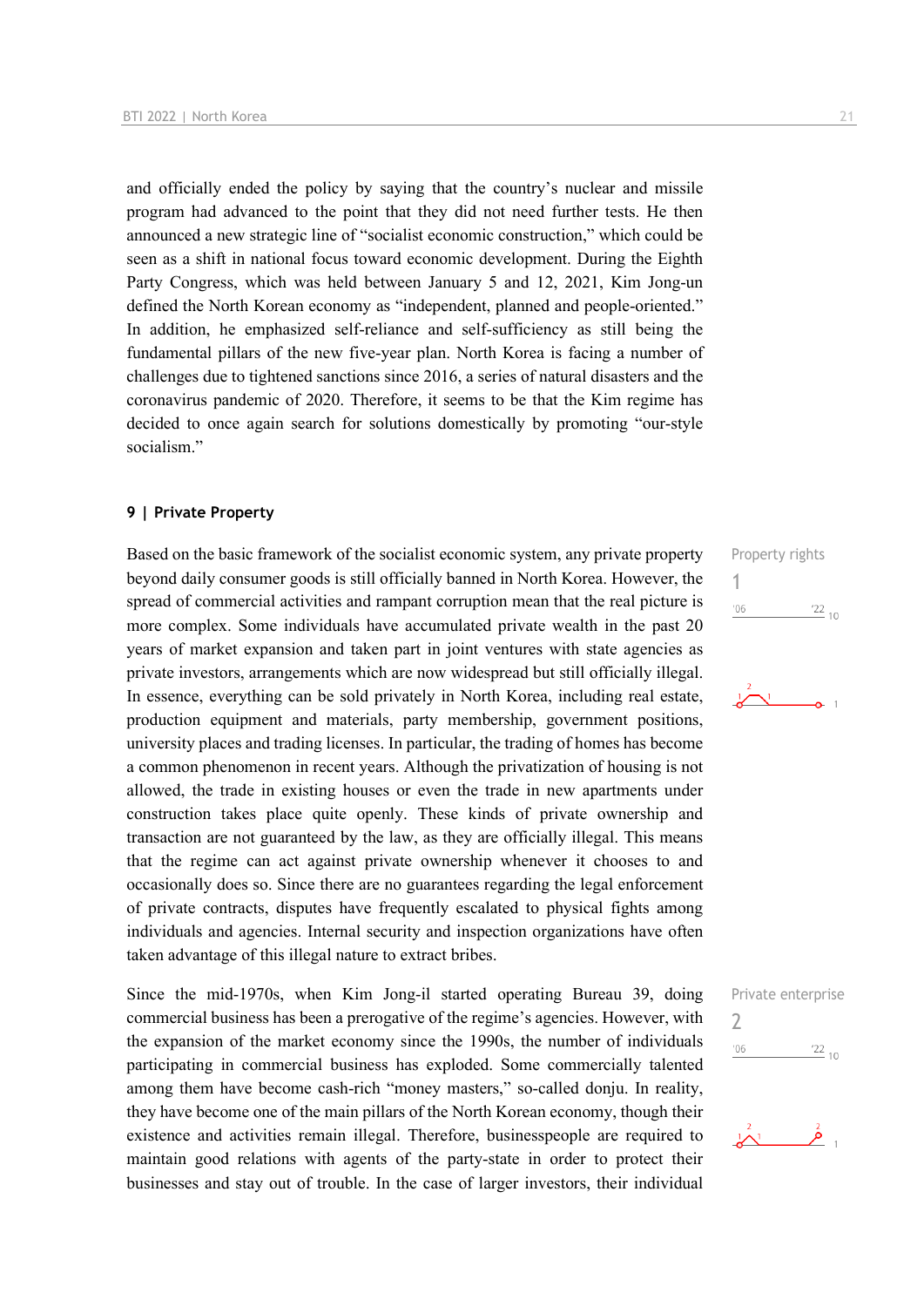and officially ended the policy by saying that the country's nuclear and missile program had advanced to the point that they did not need further tests. He then announced a new strategic line of "socialist economic construction," which could be seen as a shift in national focus toward economic development. During the Eighth Party Congress, which was held between January 5 and 12, 2021, Kim Jong-un defined the North Korean economy as "independent, planned and people-oriented." In addition, he emphasized self-reliance and self-sufficiency as still being the fundamental pillars of the new five-year plan. North Korea is facing a number of challenges due to tightened sanctions since 2016, a series of natural disasters and the coronavirus pandemic of 2020. Therefore, it seems to be that the Kim regime has decided to once again search for solutions domestically by promoting "our-style socialism."

## 9 | Private Property

Property rights
1

Based on the basic framework of the socialist economic system, any private property beyond daily consumer goods is still officially banned in North Korea. However, the spread of commercial activities and rampant corruption mean that the real picture is more complex. Some individuals have accumulated private wealth in the past 20 years of market expansion and taken part in joint ventures with state agencies as private investors, arrangements which are now widespread but still officially illegal. In essence, everything can be sold privately in North Korea, including real estate, production equipment and materials, party membership, government positions, university places and trading licenses. In particular, the trading of homes has become a common phenomenon in recent years. Although the privatization of housing is not allowed, the trade in existing houses or even the trade in new apartments under construction takes place quite openly. These kinds of private ownership and transaction are not guaranteed by the law, as they are officially illegal. This means that the regime can act against private ownership whenever it chooses to and occasionally does so. Since there are no guarantees regarding the legal enforcement of private contracts, disputes have frequently escalated to physical fights among individuals and agencies. Internal security and inspection organizations have often taken advantage of this illegal nature to extract bribes.

Private enterprise
2

Since the mid-1970s, when Kim Jong-il started operating Bureau 39, doing commercial business has been a prerogative of the regime's agencies. However, with the expansion of the market economy since the 1990s, the number of individuals participating in commercial business has exploded. Some commercially talented among them have become cash-rich "money masters," so-called donju. In reality, they have become one of the main pillars of the North Korean economy, though their existence and activities remain illegal. Therefore, businesspeople are required to maintain good relations with agents of the party-state in order to protect their businesses and stay out of trouble. In the case of larger investors, their individual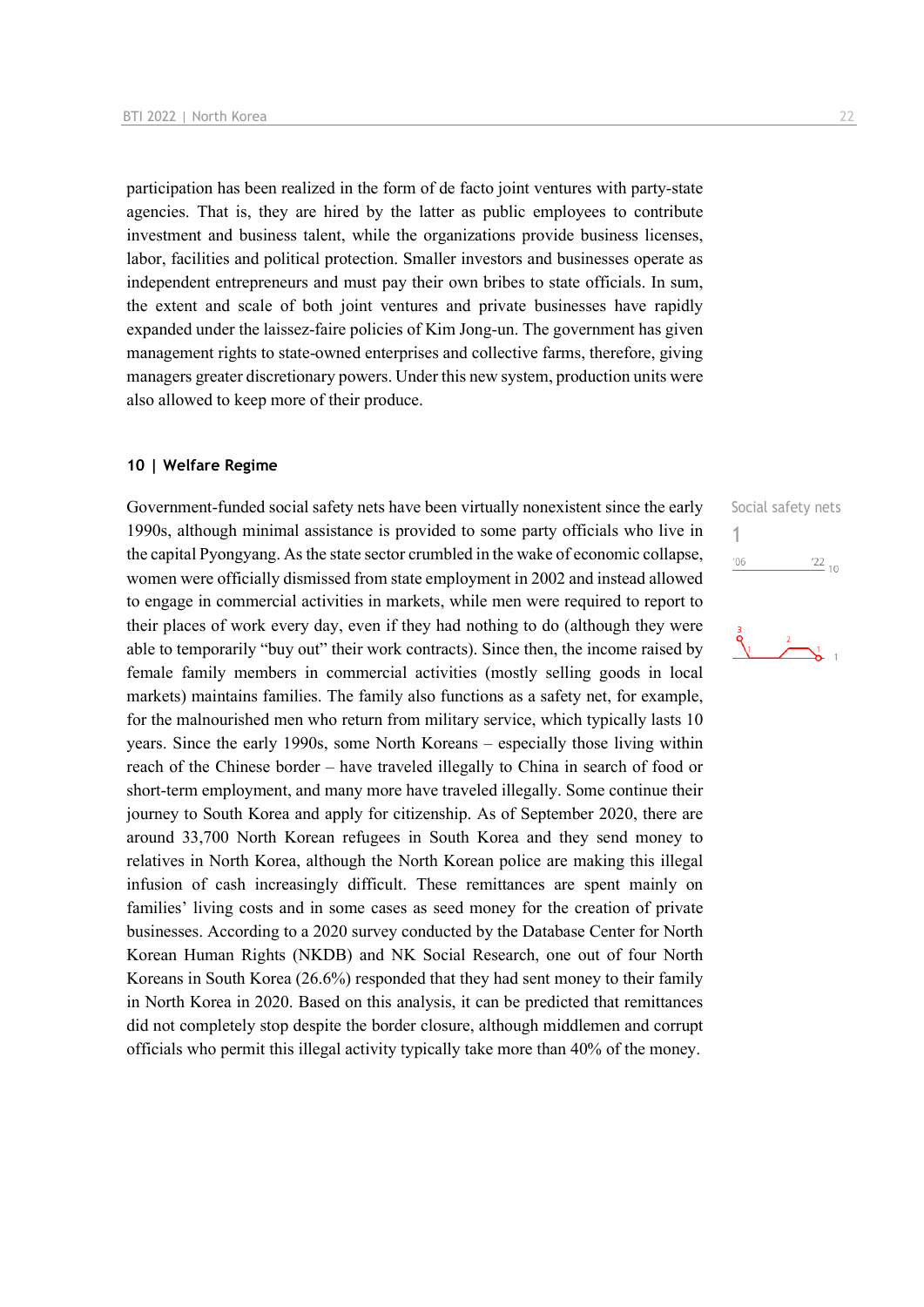participation has been realized in the form of de facto joint ventures with party-state agencies. That is, they are hired by the latter as public employees to contribute investment and business talent, while the organizations provide business licenses, labor, facilities and political protection. Smaller investors and businesses operate as independent entrepreneurs and must pay their own bribes to state officials. In sum, the extent and scale of both joint ventures and private businesses have rapidly expanded under the laissez-faire policies of Kim Jong-un. The government has given management rights to state-owned enterprises and collective farms, therefore, giving managers greater discretionary powers. Under this new system, production units were also allowed to keep more of their produce.

## 10 | Welfare Regime

Social safety nets

1

Government-funded social safety nets have been virtually nonexistent since the early 1990s, although minimal assistance is provided to some party officials who live in the capital Pyongyang. As the state sector crumbled in the wake of economic collapse, women were officially dismissed from state employment in 2002 and instead allowed to engage in commercial activities in markets, while men were required to report to their places of work every day, even if they had nothing to do (although they were able to temporarily "buy out" their work contracts). Since then, the income raised by female family members in commercial activities (mostly selling goods in local markets) maintains families. The family also functions as a safety net, for example, for the malnourished men who return from military service, which typically lasts 10 years. Since the early 1990s, some North Koreans – especially those living within reach of the Chinese border – have traveled illegally to China in search of food or short-term employment, and many more have traveled illegally. Some continue their journey to South Korea and apply for citizenship. As of September 2020, there are around 33,700 North Korean refugees in South Korea and they send money to relatives in North Korea, although the North Korean police are making this illegal infusion of cash increasingly difficult. These remittances are spent mainly on families' living costs and in some cases as seed money for the creation of private businesses. According to a 2020 survey conducted by the Database Center for North Korean Human Rights (NKDB) and NK Social Research, one out of four North Koreans in South Korea (26.6%) responded that they had sent money to their family in North Korea in 2020. Based on this analysis, it can be predicted that remittances did not completely stop despite the border closure, although middlemen and corrupt officials who permit this illegal activity typically take more than 40% of the money.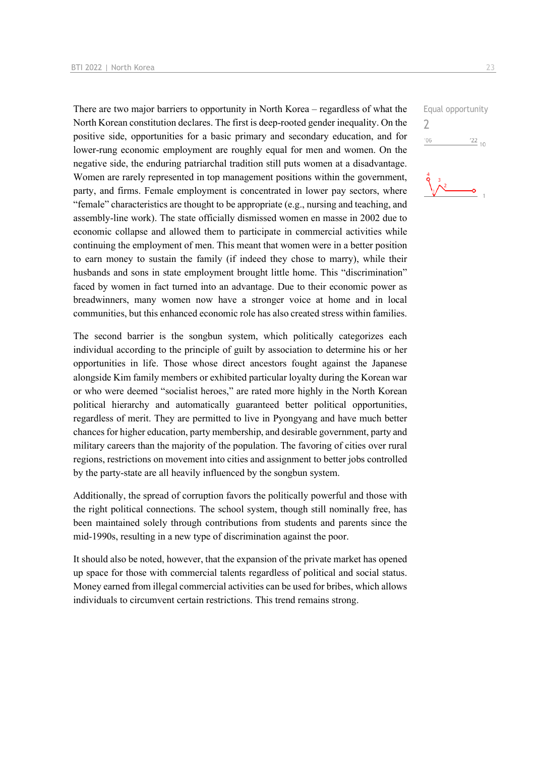There are two major barriers to opportunity in North Korea – regardless of what the North Korean constitution declares. The first is deep-rooted gender inequality. On the positive side, opportunities for a basic primary and secondary education, and for lower-rung economic employment are roughly equal for men and women. On the negative side, the enduring patriarchal tradition still puts women at a disadvantage. Women are rarely represented in top management positions within the government, party, and firms. Female employment is concentrated in lower pay sectors, where "female" characteristics are thought to be appropriate (e.g., nursing and teaching, and assembly-line work). The state officially dismissed women en masse in 2002 due to economic collapse and allowed them to participate in commercial activities while continuing the employment of men. This meant that women were in a better position to earn money to sustain the family (if indeed they chose to marry), while their husbands and sons in state employment brought little home. This "discrimination" faced by women in fact turned into an advantage. Due to their economic power as breadwinners, many women now have a stronger voice at home and in local communities, but this enhanced economic role has also created stress within families.

Equal opportunity
2

The second barrier is the songbun system, which politically categorizes each individual according to the principle of guilt by association to determine his or her opportunities in life. Those whose direct ancestors fought against the Japanese alongside Kim family members or exhibited particular loyalty during the Korean war or who were deemed "socialist heroes," are rated more highly in the North Korean political hierarchy and automatically guaranteed better political opportunities, regardless of merit. They are permitted to live in Pyongyang and have much better chances for higher education, party membership, and desirable government, party and military careers than the majority of the population. The favoring of cities over rural regions, restrictions on movement into cities and assignment to better jobs controlled by the party-state are all heavily influenced by the songbun system.

Additionally, the spread of corruption favors the politically powerful and those with the right political connections. The school system, though still nominally free, has been maintained solely through contributions from students and parents since the mid-1990s, resulting in a new type of discrimination against the poor.

It should also be noted, however, that the expansion of the private market has opened up space for those with commercial talents regardless of political and social status. Money earned from illegal commercial activities can be used for bribes, which allows individuals to circumvent certain restrictions. This trend remains strong.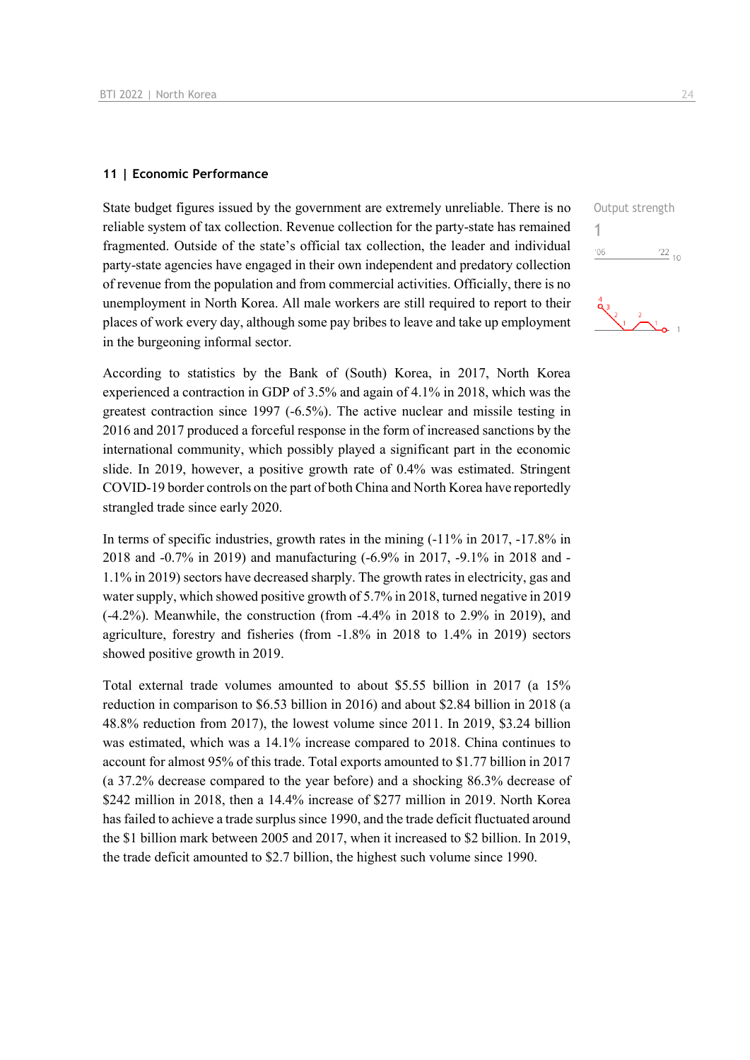## 11 | Economic Performance

Output strength
1

State budget figures issued by the government are extremely unreliable. There is no reliable system of tax collection. Revenue collection for the party-state has remained fragmented. Outside of the state's official tax collection, the leader and individual party-state agencies have engaged in their own independent and predatory collection of revenue from the population and from commercial activities. Officially, there is no unemployment in North Korea. All male workers are still required to report to their places of work every day, although some pay bribes to leave and take up employment in the burgeoning informal sector.

According to statistics by the Bank of (South) Korea, in 2017, North Korea experienced a contraction in GDP of 3.5% and again of 4.1% in 2018, which was the greatest contraction since 1997 (-6.5%). The active nuclear and missile testing in 2016 and 2017 produced a forceful response in the form of increased sanctions by the international community, which possibly played a significant part in the economic slide. In 2019, however, a positive growth rate of 0.4% was estimated. Stringent COVID-19 border controls on the part of both China and North Korea have reportedly strangled trade since early 2020.

In terms of specific industries, growth rates in the mining (-11% in 2017, -17.8% in 2018 and -0.7% in 2019) and manufacturing (-6.9% in 2017, -9.1% in 2018 and -1.1% in 2019) sectors have decreased sharply. The growth rates in electricity, gas and water supply, which showed positive growth of 5.7% in 2018, turned negative in 2019 (-4.2%). Meanwhile, the construction (from -4.4% in 2018 to 2.9% in 2019), and agriculture, forestry and fisheries (from -1.8% in 2018 to 1.4% in 2019) sectors showed positive growth in 2019.

Total external trade volumes amounted to about $5.55 billion in 2017 (a 15% reduction in comparison to $6.53 billion in 2016) and about $2.84 billion in 2018 (a 48.8% reduction from 2017), the lowest volume since 2011. In 2019, $3.24 billion was estimated, which was a 14.1% increase compared to 2018. China continues to account for almost 95% of this trade. Total exports amounted to $1.77 billion in 2017 (a 37.2% decrease compared to the year before) and a shocking 86.3% decrease of $242 million in 2018, then a 14.4% increase of $277 million in 2019. North Korea has failed to achieve a trade surplus since 1990, and the trade deficit fluctuated around the $1 billion mark between 2005 and 2017, when it increased to $2 billion. In 2019, the trade deficit amounted to $2.7 billion, the highest such volume since 1990.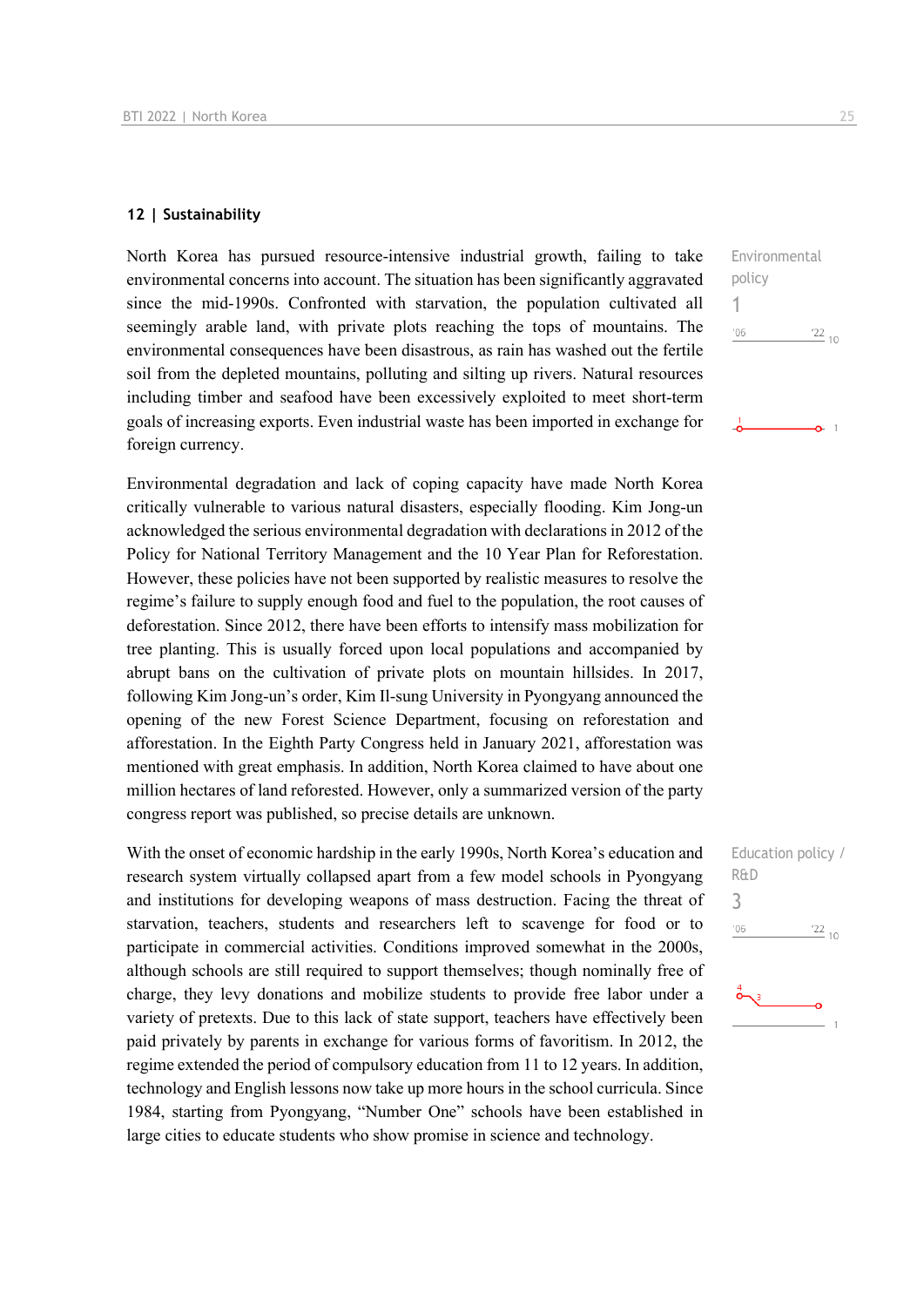## 12 | Sustainability

Environmental policy

1

North Korea has pursued resource-intensive industrial growth, failing to take environmental concerns into account. The situation has been significantly aggravated since the mid-1990s. Confronted with starvation, the population cultivated all seemingly arable land, with private plots reaching the tops of mountains. The environmental consequences have been disastrous, as rain has washed out the fertile soil from the depleted mountains, polluting and silting up rivers. Natural resources including timber and seafood have been excessively exploited to meet short-term goals of increasing exports. Even industrial waste has been imported in exchange for foreign currency.

Environmental degradation and lack of coping capacity have made North Korea critically vulnerable to various natural disasters, especially flooding. Kim Jong-un acknowledged the serious environmental degradation with declarations in 2012 of the Policy for National Territory Management and the 10 Year Plan for Reforestation. However, these policies have not been supported by realistic measures to resolve the regime's failure to supply enough food and fuel to the population, the root causes of deforestation. Since 2012, there have been efforts to intensify mass mobilization for tree planting. This is usually forced upon local populations and accompanied by abrupt bans on the cultivation of private plots on mountain hillsides. In 2017, following Kim Jong-un's order, Kim Il-sung University in Pyongyang announced the opening of the new Forest Science Department, focusing on reforestation and afforestation. In the Eighth Party Congress held in January 2021, afforestation was mentioned with great emphasis. In addition, North Korea claimed to have about one million hectares of land reforested. However, only a summarized version of the party congress report was published, so precise details are unknown.

Education policy / R&D

3

With the onset of economic hardship in the early 1990s, North Korea's education and research system virtually collapsed apart from a few model schools in Pyongyang and institutions for developing weapons of mass destruction. Facing the threat of starvation, teachers, students and researchers left to scavenge for food or to participate in commercial activities. Conditions improved somewhat in the 2000s, although schools are still required to support themselves; though nominally free of charge, they levy donations and mobilize students to provide free labor under a variety of pretexts. Due to this lack of state support, teachers have effectively been paid privately by parents in exchange for various forms of favoritism. In 2012, the regime extended the period of compulsory education from 11 to 12 years. In addition, technology and English lessons now take up more hours in the school curricula. Since 1984, starting from Pyongyang, "Number One" schools have been established in large cities to educate students who show promise in science and technology.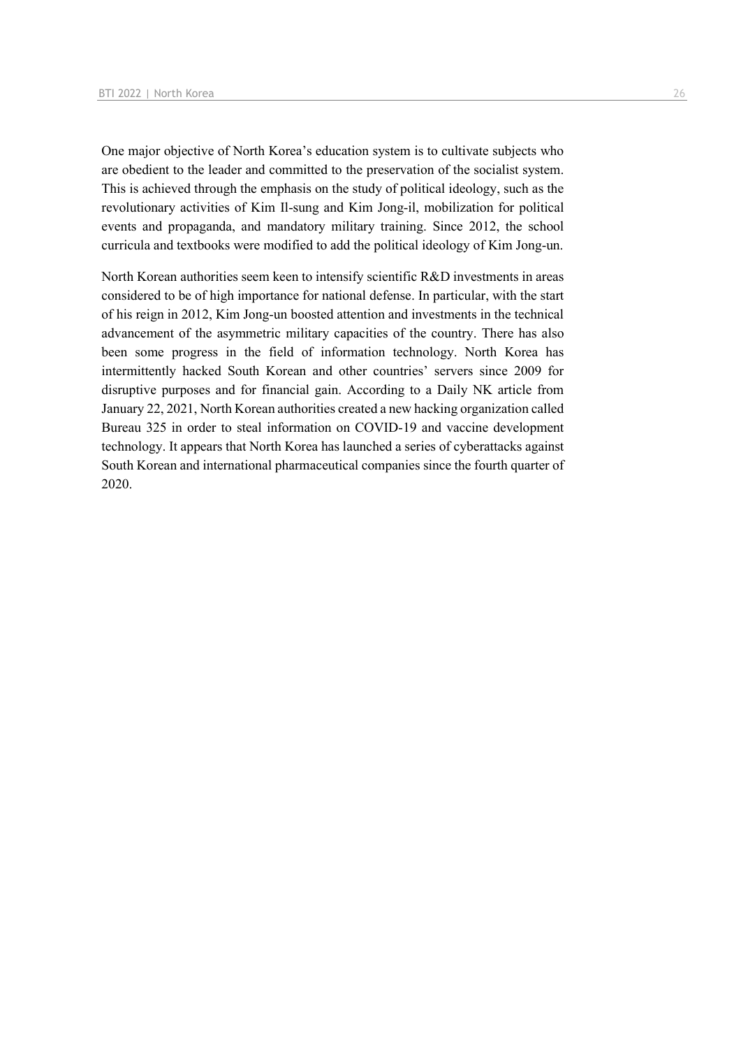One major objective of North Korea's education system is to cultivate subjects who are obedient to the leader and committed to the preservation of the socialist system. This is achieved through the emphasis on the study of political ideology, such as the revolutionary activities of Kim Il-sung and Kim Jong-il, mobilization for political events and propaganda, and mandatory military training. Since 2012, the school curricula and textbooks were modified to add the political ideology of Kim Jong-un.

North Korean authorities seem keen to intensify scientific R&D investments in areas considered to be of high importance for national defense. In particular, with the start of his reign in 2012, Kim Jong-un boosted attention and investments in the technical advancement of the asymmetric military capacities of the country. There has also been some progress in the field of information technology. North Korea has intermittently hacked South Korean and other countries' servers since 2009 for disruptive purposes and for financial gain. According to a Daily NK article from January 22, 2021, North Korean authorities created a new hacking organization called Bureau 325 in order to steal information on COVID-19 and vaccine development technology. It appears that North Korea has launched a series of cyberattacks against South Korean and international pharmaceutical companies since the fourth quarter of 2020.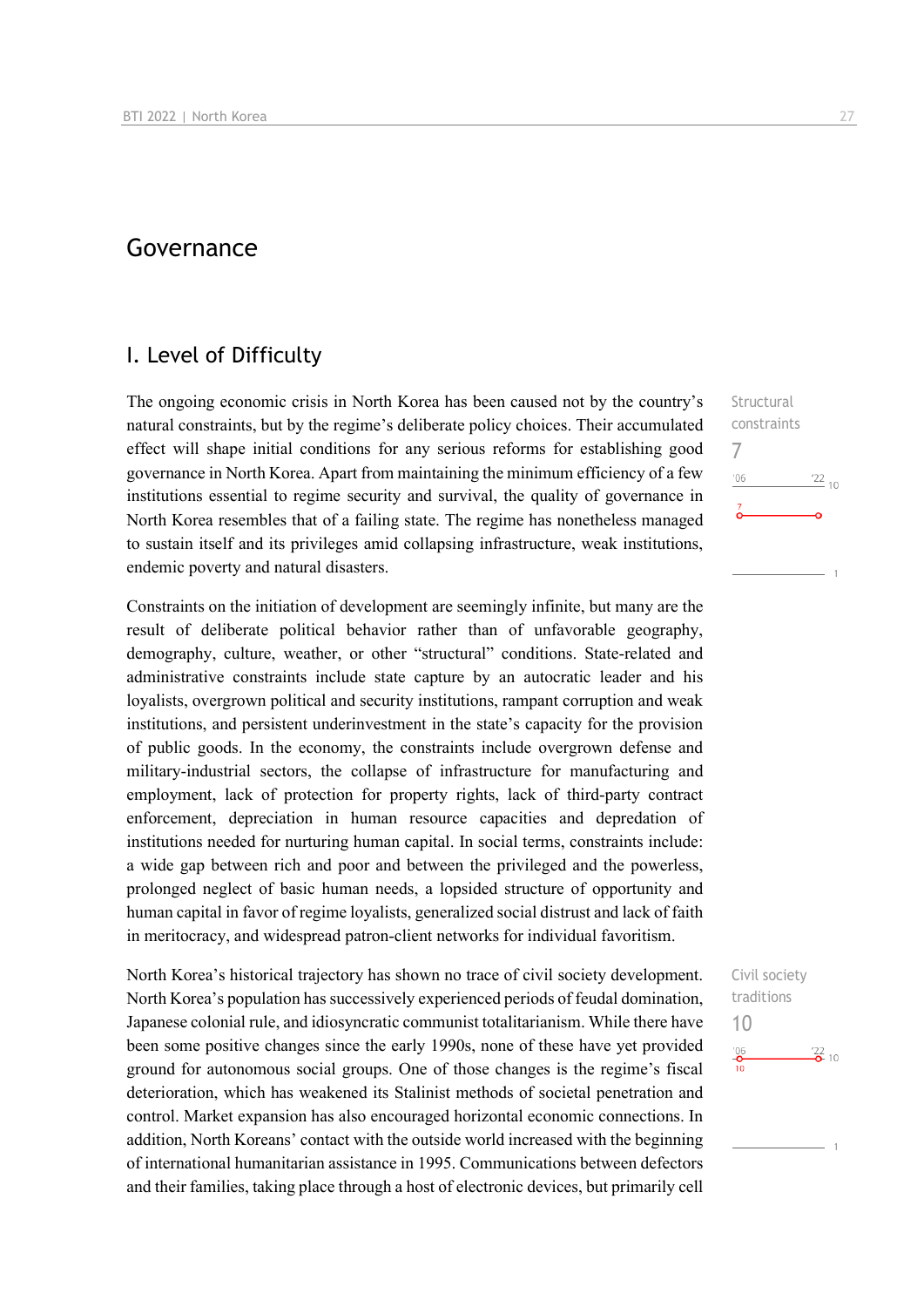# Governance

## I. Level of Difficulty

Structural constraints

7

The ongoing economic crisis in North Korea has been caused not by the country's natural constraints, but by the regime's deliberate policy choices. Their accumulated effect will shape initial conditions for any serious reforms for establishing good governance in North Korea. Apart from maintaining the minimum efficiency of a few institutions essential to regime security and survival, the quality of governance in North Korea resembles that of a failing state. The regime has nonetheless managed to sustain itself and its privileges amid collapsing infrastructure, weak institutions, endemic poverty and natural disasters.

Constraints on the initiation of development are seemingly infinite, but many are the result of deliberate political behavior rather than of unfavorable geography, demography, culture, weather, or other "structural" conditions. State-related and administrative constraints include state capture by an autocratic leader and his loyalists, overgrown political and security institutions, rampant corruption and weak institutions, and persistent underinvestment in the state's capacity for the provision of public goods. In the economy, the constraints include overgrown defense and military-industrial sectors, the collapse of infrastructure for manufacturing and employment, lack of protection for property rights, lack of third-party contract enforcement, depreciation in human resource capacities and depredation of institutions needed for nurturing human capital. In social terms, constraints include: a wide gap between rich and poor and between the privileged and the powerless, prolonged neglect of basic human needs, a lopsided structure of opportunity and human capital in favor of regime loyalists, generalized social distrust and lack of faith in meritocracy, and widespread patron-client networks for individual favoritism.

Civil society traditions

10

North Korea's historical trajectory has shown no trace of civil society development. North Korea's population has successively experienced periods of feudal domination, Japanese colonial rule, and idiosyncratic communist totalitarianism. While there have been some positive changes since the early 1990s, none of these have yet provided ground for autonomous social groups. One of those changes is the regime's fiscal deterioration, which has weakened its Stalinist methods of societal penetration and control. Market expansion has also encouraged horizontal economic connections. In addition, North Koreans' contact with the outside world increased with the beginning of international humanitarian assistance in 1995. Communications between defectors and their families, taking place through a host of electronic devices, but primarily cell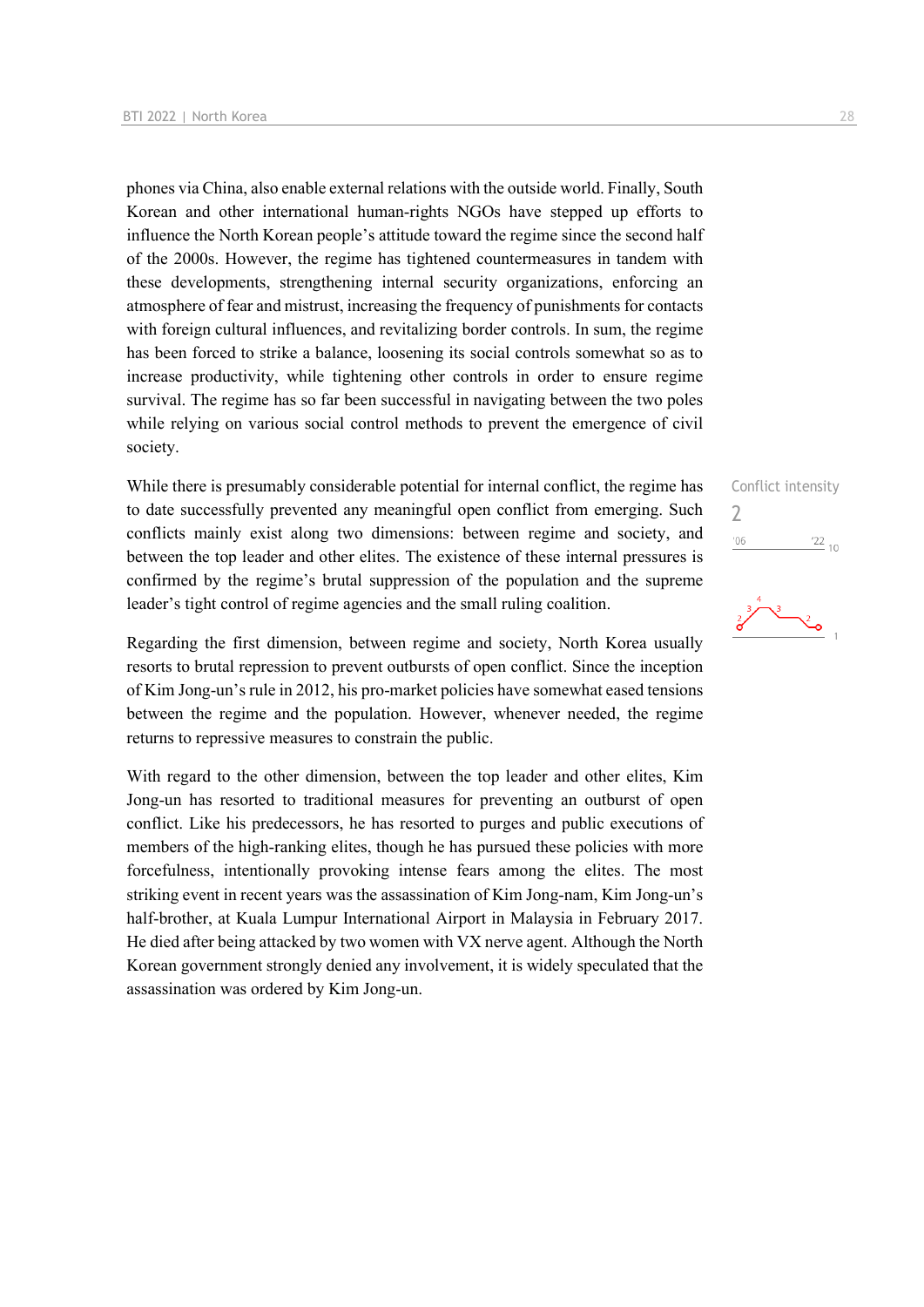phones via China, also enable external relations with the outside world. Finally, South Korean and other international human-rights NGOs have stepped up efforts to influence the North Korean people's attitude toward the regime since the second half of the 2000s. However, the regime has tightened countermeasures in tandem with these developments, strengthening internal security organizations, enforcing an atmosphere of fear and mistrust, increasing the frequency of punishments for contacts with foreign cultural influences, and revitalizing border controls. In sum, the regime has been forced to strike a balance, loosening its social controls somewhat so as to increase productivity, while tightening other controls in order to ensure regime survival. The regime has so far been successful in navigating between the two poles while relying on various social control methods to prevent the emergence of civil society.

Conflict intensity
2

While there is presumably considerable potential for internal conflict, the regime has to date successfully prevented any meaningful open conflict from emerging. Such conflicts mainly exist along two dimensions: between regime and society, and between the top leader and other elites. The existence of these internal pressures is confirmed by the regime's brutal suppression of the population and the supreme leader's tight control of regime agencies and the small ruling coalition.

Regarding the first dimension, between regime and society, North Korea usually resorts to brutal repression to prevent outbursts of open conflict. Since the inception of Kim Jong-un's rule in 2012, his pro-market policies have somewhat eased tensions between the regime and the population. However, whenever needed, the regime returns to repressive measures to constrain the public.

With regard to the other dimension, between the top leader and other elites, Kim Jong-un has resorted to traditional measures for preventing an outburst of open conflict. Like his predecessors, he has resorted to purges and public executions of members of the high-ranking elites, though he has pursued these policies with more forcefulness, intentionally provoking intense fears among the elites. The most striking event in recent years was the assassination of Kim Jong-nam, Kim Jong-un's half-brother, at Kuala Lumpur International Airport in Malaysia in February 2017. He died after being attacked by two women with VX nerve agent. Although the North Korean government strongly denied any involvement, it is widely speculated that the assassination was ordered by Kim Jong-un.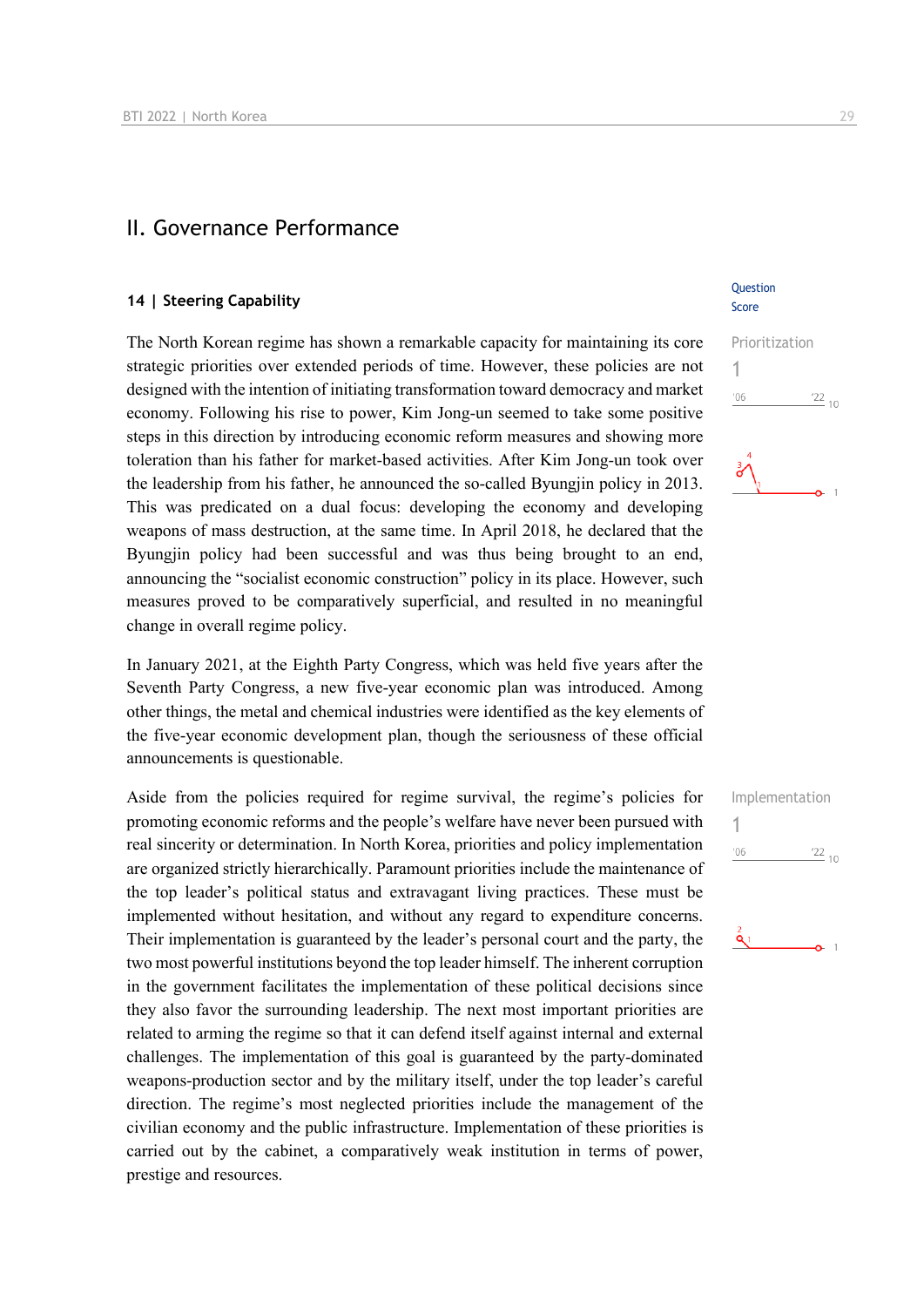# II. Governance Performance

## 14 | Steering Capability

Question Score

The North Korean regime has shown a remarkable capacity for maintaining its core strategic priorities over extended periods of time. However, these policies are not designed with the intention of initiating transformation toward democracy and market economy. Following his rise to power, Kim Jong-un seemed to take some positive steps in this direction by introducing economic reform measures and showing more toleration than his father for market-based activities. After Kim Jong-un took over the leadership from his father, he announced the so-called Byungjin policy in 2013. This was predicated on a dual focus: developing the economy and developing weapons of mass destruction, at the same time. In April 2018, he declared that the Byungjin policy had been successful and was thus being brought to an end, announcing the "socialist economic construction" policy in its place. However, such measures proved to be comparatively superficial, and resulted in no meaningful change in overall regime policy.

Prioritization
1

In January 2021, at the Eighth Party Congress, which was held five years after the Seventh Party Congress, a new five-year economic plan was introduced. Among other things, the metal and chemical industries were identified as the key elements of the five-year economic development plan, though the seriousness of these official announcements is questionable.

Aside from the policies required for regime survival, the regime's policies for promoting economic reforms and the people's welfare have never been pursued with real sincerity or determination. In North Korea, priorities and policy implementation are organized strictly hierarchically. Paramount priorities include the maintenance of the top leader's political status and extravagant living practices. These must be implemented without hesitation, and without any regard to expenditure concerns. Their implementation is guaranteed by the leader's personal court and the party, the two most powerful institutions beyond the top leader himself. The inherent corruption in the government facilitates the implementation of these political decisions since they also favor the surrounding leadership. The next most important priorities are related to arming the regime so that it can defend itself against internal and external challenges. The implementation of this goal is guaranteed by the party-dominated weapons-production sector and by the military itself, under the top leader's careful direction. The regime's most neglected priorities include the management of the civilian economy and the public infrastructure. Implementation of these priorities is carried out by the cabinet, a comparatively weak institution in terms of power, prestige and resources.

Implementation
1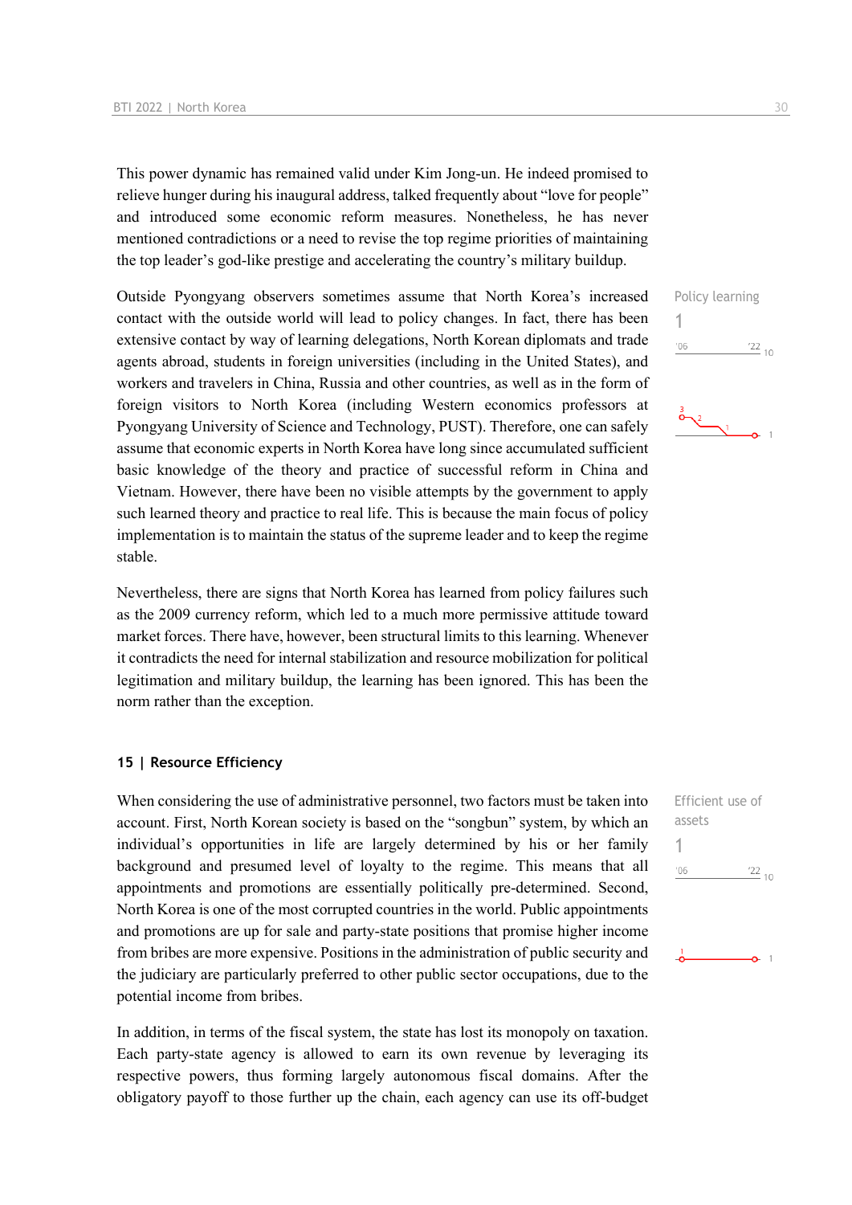This power dynamic has remained valid under Kim Jong-un. He indeed promised to relieve hunger during his inaugural address, talked frequently about "love for people" and introduced some economic reform measures. Nonetheless, he has never mentioned contradictions or a need to revise the top regime priorities of maintaining the top leader's god-like prestige and accelerating the country's military buildup.

Policy learning
1

Outside Pyongyang observers sometimes assume that North Korea's increased contact with the outside world will lead to policy changes. In fact, there has been extensive contact by way of learning delegations, North Korean diplomats and trade agents abroad, students in foreign universities (including in the United States), and workers and travelers in China, Russia and other countries, as well as in the form of foreign visitors to North Korea (including Western economics professors at Pyongyang University of Science and Technology, PUST). Therefore, one can safely assume that economic experts in North Korea have long since accumulated sufficient basic knowledge of the theory and practice of successful reform in China and Vietnam. However, there have been no visible attempts by the government to apply such learned theory and practice to real life. This is because the main focus of policy implementation is to maintain the status of the supreme leader and to keep the regime stable.

Nevertheless, there are signs that North Korea has learned from policy failures such as the 2009 currency reform, which led to a much more permissive attitude toward market forces. There have, however, been structural limits to this learning. Whenever it contradicts the need for internal stabilization and resource mobilization for political legitimation and military buildup, the learning has been ignored. This has been the norm rather than the exception.

### 15 | Resource Efficiency

Efficient use of assets
1

When considering the use of administrative personnel, two factors must be taken into account. First, North Korean society is based on the "songbun" system, by which an individual's opportunities in life are largely determined by his or her family background and presumed level of loyalty to the regime. This means that all appointments and promotions are essentially politically pre-determined. Second, North Korea is one of the most corrupted countries in the world. Public appointments and promotions are up for sale and party-state positions that promise higher income from bribes are more expensive. Positions in the administration of public security and the judiciary are particularly preferred to other public sector occupations, due to the potential income from bribes.

In addition, in terms of the fiscal system, the state has lost its monopoly on taxation. Each party-state agency is allowed to earn its own revenue by leveraging its respective powers, thus forming largely autonomous fiscal domains. After the obligatory payoff to those further up the chain, each agency can use its off-budget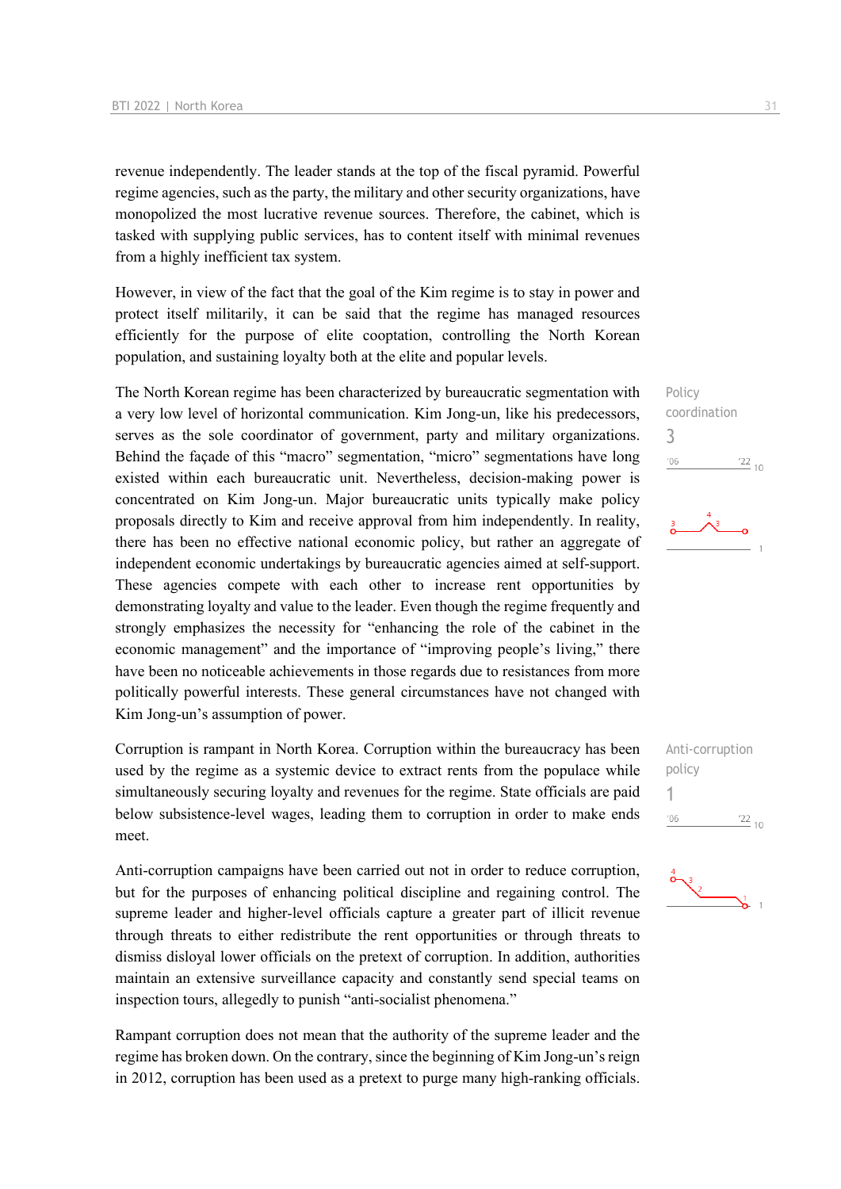revenue independently. The leader stands at the top of the fiscal pyramid. Powerful regime agencies, such as the party, the military and other security organizations, have monopolized the most lucrative revenue sources. Therefore, the cabinet, which is tasked with supplying public services, has to content itself with minimal revenues from a highly inefficient tax system.

However, in view of the fact that the goal of the Kim regime is to stay in power and protect itself militarily, it can be said that the regime has managed resources efficiently for the purpose of elite cooptation, controlling the North Korean population, and sustaining loyalty both at the elite and popular levels.

Policy coordination
3

The North Korean regime has been characterized by bureaucratic segmentation with a very low level of horizontal communication. Kim Jong-un, like his predecessors, serves as the sole coordinator of government, party and military organizations. Behind the façade of this "macro" segmentation, "micro" segmentations have long existed within each bureaucratic unit. Nevertheless, decision-making power is concentrated on Kim Jong-un. Major bureaucratic units typically make policy proposals directly to Kim and receive approval from him independently. In reality, there has been no effective national economic policy, but rather an aggregate of independent economic undertakings by bureaucratic agencies aimed at self-support. These agencies compete with each other to increase rent opportunities by demonstrating loyalty and value to the leader. Even though the regime frequently and strongly emphasizes the necessity for "enhancing the role of the cabinet in the economic management" and the importance of "improving people's living," there have been no noticeable achievements in those regards due to resistances from more politically powerful interests. These general circumstances have not changed with Kim Jong-un's assumption of power.

Anti-corruption policy
1

Corruption is rampant in North Korea. Corruption within the bureaucracy has been used by the regime as a systemic device to extract rents from the populace while simultaneously securing loyalty and revenues for the regime. State officials are paid below subsistence-level wages, leading them to corruption in order to make ends meet.

Anti-corruption campaigns have been carried out not in order to reduce corruption, but for the purposes of enhancing political discipline and regaining control. The supreme leader and higher-level officials capture a greater part of illicit revenue through threats to either redistribute the rent opportunities or through threats to dismiss disloyal lower officials on the pretext of corruption. In addition, authorities maintain an extensive surveillance capacity and constantly send special teams on inspection tours, allegedly to punish "anti-socialist phenomena."

Rampant corruption does not mean that the authority of the supreme leader and the regime has broken down. On the contrary, since the beginning of Kim Jong-un's reign in 2012, corruption has been used as a pretext to purge many high-ranking officials.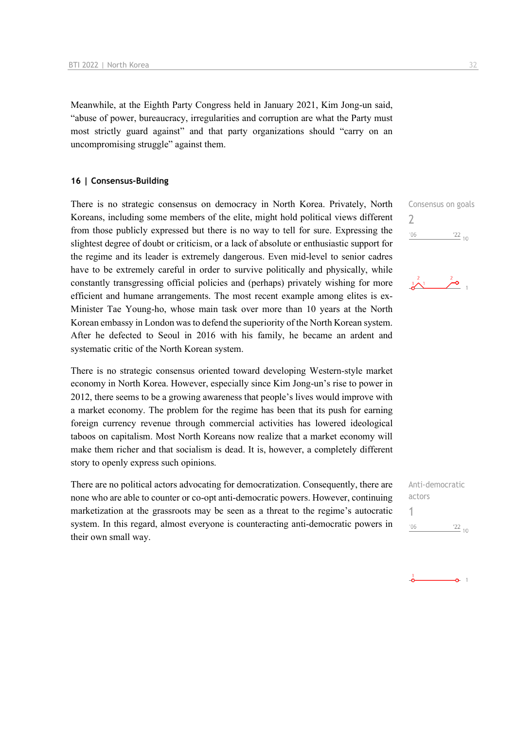Meanwhile, at the Eighth Party Congress held in January 2021, Kim Jong-un said, "abuse of power, bureaucracy, irregularities and corruption are what the Party must most strictly guard against" and that party organizations should "carry on an uncompromising struggle" against them.

## 16 | Consensus-Building

Consensus on goals
2

There is no strategic consensus on democracy in North Korea. Privately, North Koreans, including some members of the elite, might hold political views different from those publicly expressed but there is no way to tell for sure. Expressing the slightest degree of doubt or criticism, or a lack of absolute or enthusiastic support for the regime and its leader is extremely dangerous. Even mid-level to senior cadres have to be extremely careful in order to survive politically and physically, while constantly transgressing official policies and (perhaps) privately wishing for more efficient and humane arrangements. The most recent example among elites is ex-Minister Tae Young-ho, whose main task over more than 10 years at the North Korean embassy in London was to defend the superiority of the North Korean system. After he defected to Seoul in 2016 with his family, he became an ardent and systematic critic of the North Korean system.

There is no strategic consensus oriented toward developing Western-style market economy in North Korea. However, especially since Kim Jong-un's rise to power in 2012, there seems to be a growing awareness that people's lives would improve with a market economy. The problem for the regime has been that its push for earning foreign currency revenue through commercial activities has lowered ideological taboos on capitalism. Most North Koreans now realize that a market economy will make them richer and that socialism is dead. It is, however, a completely different story to openly express such opinions.

Anti-democratic actors
1

There are no political actors advocating for democratization. Consequently, there are none who are able to counter or co-opt anti-democratic powers. However, continuing marketization at the grassroots may be seen as a threat to the regime's autocratic system. In this regard, almost everyone is counteracting anti-democratic powers in their own small way.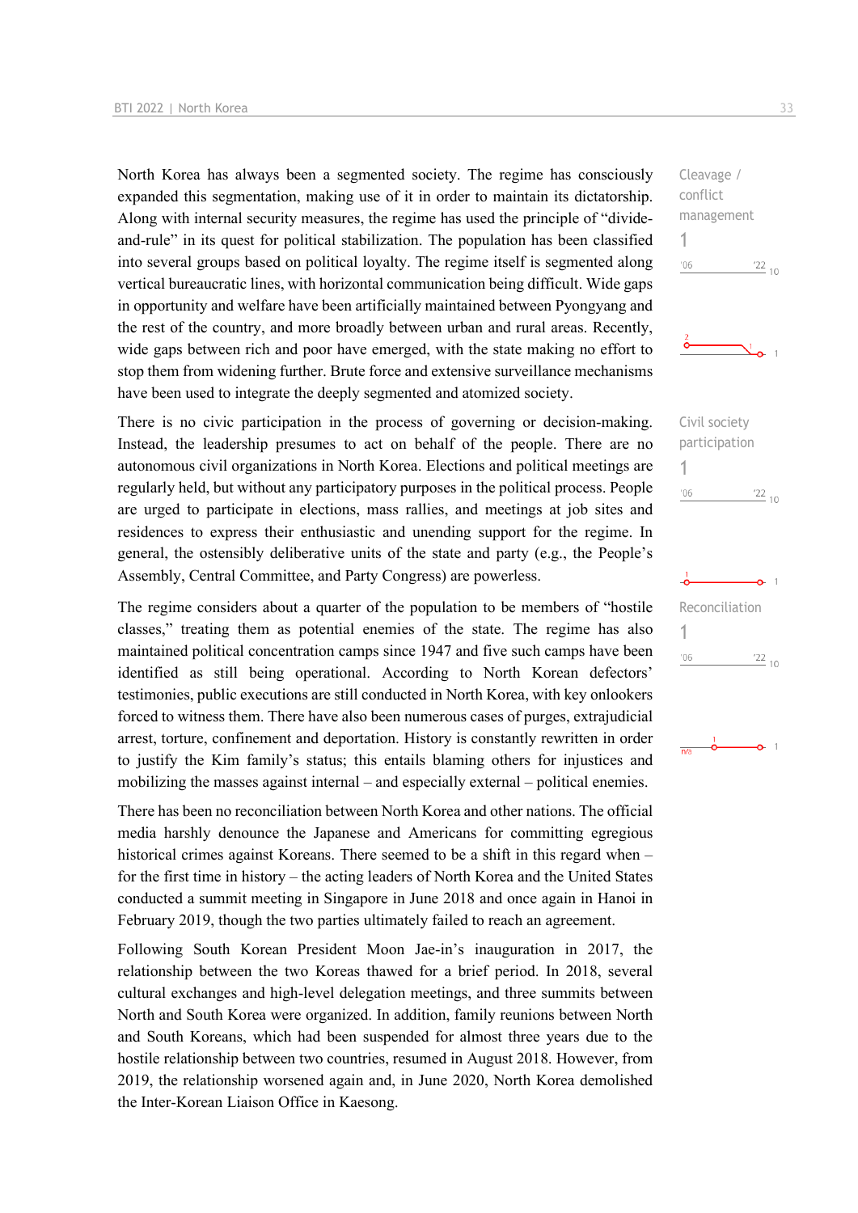North Korea has always been a segmented society. The regime has consciously expanded this segmentation, making use of it in order to maintain its dictatorship. Along with internal security measures, the regime has used the principle of "divide-and-rule" in its quest for political stabilization. The population has been classified into several groups based on political loyalty. The regime itself is segmented along vertical bureaucratic lines, with horizontal communication being difficult. Wide gaps in opportunity and welfare have been artificially maintained between Pyongyang and the rest of the country, and more broadly between urban and rural areas. Recently, wide gaps between rich and poor have emerged, with the state making no effort to stop them from widening further. Brute force and extensive surveillance mechanisms have been used to integrate the deeply segmented and atomized society.

Cleavage / conflict management

1

There is no civic participation in the process of governing or decision-making. Instead, the leadership presumes to act on behalf of the people. There are no autonomous civil organizations in North Korea. Elections and political meetings are regularly held, but without any participatory purposes in the political process. People are urged to participate in elections, mass rallies, and meetings at job sites and residences to express their enthusiastic and unending support for the regime. In general, the ostensibly deliberative units of the state and party (e.g., the People's Assembly, Central Committee, and Party Congress) are powerless.

Civil society participation

1

The regime considers about a quarter of the population to be members of "hostile classes," treating them as potential enemies of the state. The regime has also maintained political concentration camps since 1947 and five such camps have been identified as still being operational. According to North Korean defectors' testimonies, public executions are still conducted in North Korea, with key onlookers forced to witness them. There have also been numerous cases of purges, extrajudicial arrest, torture, confinement and deportation. History is constantly rewritten in order to justify the Kim family's status; this entails blaming others for injustices and mobilizing the masses against internal – and especially external – political enemies.

Reconciliation

1

There has been no reconciliation between North Korea and other nations. The official media harshly denounce the Japanese and Americans for committing egregious historical crimes against Koreans. There seemed to be a shift in this regard when – for the first time in history – the acting leaders of North Korea and the United States conducted a summit meeting in Singapore in June 2018 and once again in Hanoi in February 2019, though the two parties ultimately failed to reach an agreement.

Following South Korean President Moon Jae-in's inauguration in 2017, the relationship between the two Koreas thawed for a brief period. In 2018, several cultural exchanges and high-level delegation meetings, and three summits between North and South Korea were organized. In addition, family reunions between North and South Koreans, which had been suspended for almost three years due to the hostile relationship between two countries, resumed in August 2018. However, from 2019, the relationship worsened again and, in June 2020, North Korea demolished the Inter-Korean Liaison Office in Kaesong.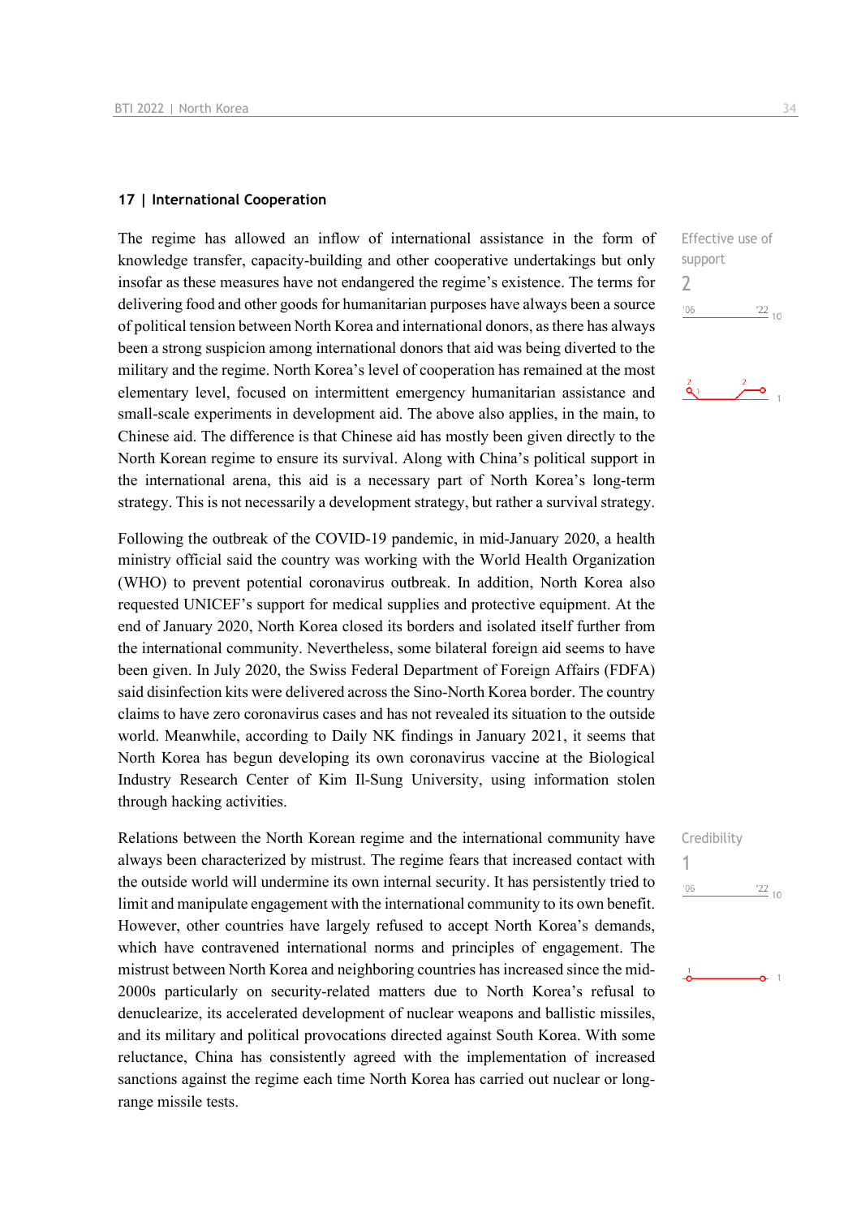## 17 | International Cooperation

Effective use of support

2

The regime has allowed an inflow of international assistance in the form of knowledge transfer, capacity-building and other cooperative undertakings but only insofar as these measures have not endangered the regime's existence. The terms for delivering food and other goods for humanitarian purposes have always been a source of political tension between North Korea and international donors, as there has always been a strong suspicion among international donors that aid was being diverted to the military and the regime. North Korea's level of cooperation has remained at the most elementary level, focused on intermittent emergency humanitarian assistance and small-scale experiments in development aid. The above also applies, in the main, to Chinese aid. The difference is that Chinese aid has mostly been given directly to the North Korean regime to ensure its survival. Along with China's political support in the international arena, this aid is a necessary part of North Korea's long-term strategy. This is not necessarily a development strategy, but rather a survival strategy.

Following the outbreak of the COVID-19 pandemic, in mid-January 2020, a health ministry official said the country was working with the World Health Organization (WHO) to prevent potential coronavirus outbreak. In addition, North Korea also requested UNICEF's support for medical supplies and protective equipment. At the end of January 2020, North Korea closed its borders and isolated itself further from the international community. Nevertheless, some bilateral foreign aid seems to have been given. In July 2020, the Swiss Federal Department of Foreign Affairs (FDFA) said disinfection kits were delivered across the Sino-North Korea border. The country claims to have zero coronavirus cases and has not revealed its situation to the outside world. Meanwhile, according to Daily NK findings in January 2021, it seems that North Korea has begun developing its own coronavirus vaccine at the Biological Industry Research Center of Kim Il-Sung University, using information stolen through hacking activities.

Credibility

1

Relations between the North Korean regime and the international community have always been characterized by mistrust. The regime fears that increased contact with the outside world will undermine its own internal security. It has persistently tried to limit and manipulate engagement with the international community to its own benefit. However, other countries have largely refused to accept North Korea's demands, which have contravened international norms and principles of engagement. The mistrust between North Korea and neighboring countries has increased since the mid-2000s particularly on security-related matters due to North Korea's refusal to denuclearize, its accelerated development of nuclear weapons and ballistic missiles, and its military and political provocations directed against South Korea. With some reluctance, China has consistently agreed with the implementation of increased sanctions against the regime each time North Korea has carried out nuclear or long-range missile tests.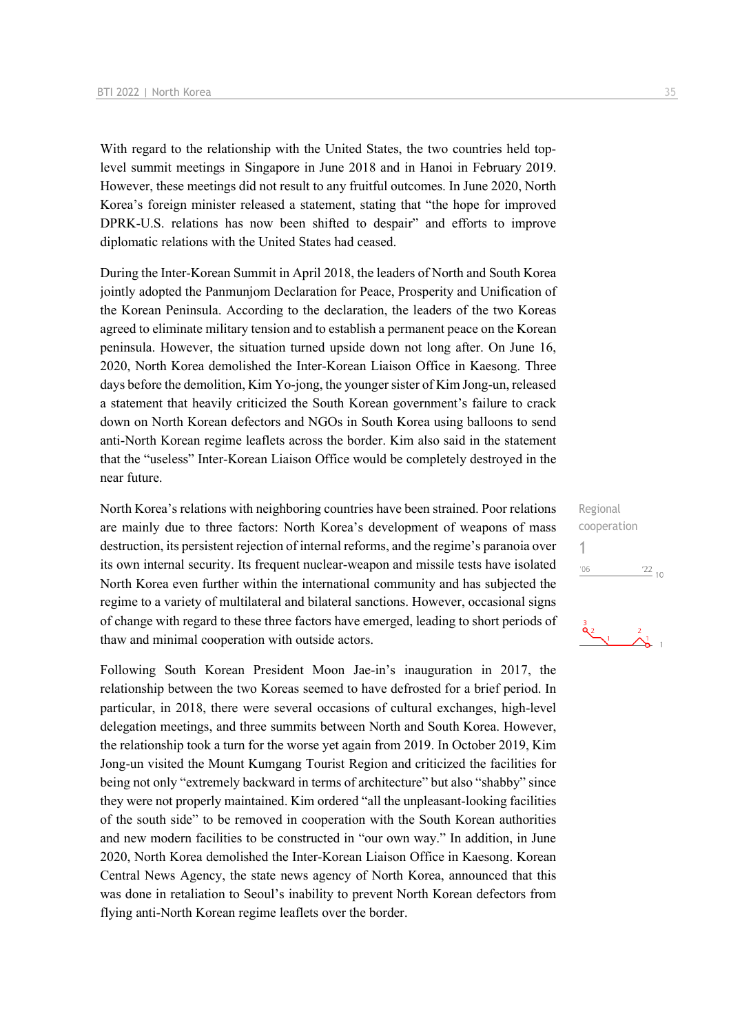With regard to the relationship with the United States, the two countries held top-level summit meetings in Singapore in June 2018 and in Hanoi in February 2019. However, these meetings did not result to any fruitful outcomes. In June 2020, North Korea's foreign minister released a statement, stating that "the hope for improved DPRK-U.S. relations has now been shifted to despair" and efforts to improve diplomatic relations with the United States had ceased.

During the Inter-Korean Summit in April 2018, the leaders of North and South Korea jointly adopted the Panmunjom Declaration for Peace, Prosperity and Unification of the Korean Peninsula. According to the declaration, the leaders of the two Koreas agreed to eliminate military tension and to establish a permanent peace on the Korean peninsula. However, the situation turned upside down not long after. On June 16, 2020, North Korea demolished the Inter-Korean Liaison Office in Kaesong. Three days before the demolition, Kim Yo-jong, the younger sister of Kim Jong-un, released a statement that heavily criticized the South Korean government's failure to crack down on North Korean defectors and NGOs in South Korea using balloons to send anti-North Korean regime leaflets across the border. Kim also said in the statement that the "useless" Inter-Korean Liaison Office would be completely destroyed in the near future.

North Korea's relations with neighboring countries have been strained. Poor relations are mainly due to three factors: North Korea's development of weapons of mass destruction, its persistent rejection of internal reforms, and the regime's paranoia over its own internal security. Its frequent nuclear-weapon and missile tests have isolated North Korea even further within the international community and has subjected the regime to a variety of multilateral and bilateral sanctions. However, occasional signs of change with regard to these three factors have emerged, leading to short periods of thaw and minimal cooperation with outside actors.

Regional cooperation
1

Following South Korean President Moon Jae-in's inauguration in 2017, the relationship between the two Koreas seemed to have defrosted for a brief period. In particular, in 2018, there were several occasions of cultural exchanges, high-level delegation meetings, and three summits between North and South Korea. However, the relationship took a turn for the worse yet again from 2019. In October 2019, Kim Jong-un visited the Mount Kumgang Tourist Region and criticized the facilities for being not only "extremely backward in terms of architecture" but also "shabby" since they were not properly maintained. Kim ordered "all the unpleasant-looking facilities of the south side" to be removed in cooperation with the South Korean authorities and new modern facilities to be constructed in "our own way." In addition, in June 2020, North Korea demolished the Inter-Korean Liaison Office in Kaesong. Korean Central News Agency, the state news agency of North Korea, announced that this was done in retaliation to Seoul's inability to prevent North Korean defectors from flying anti-North Korean regime leaflets over the border.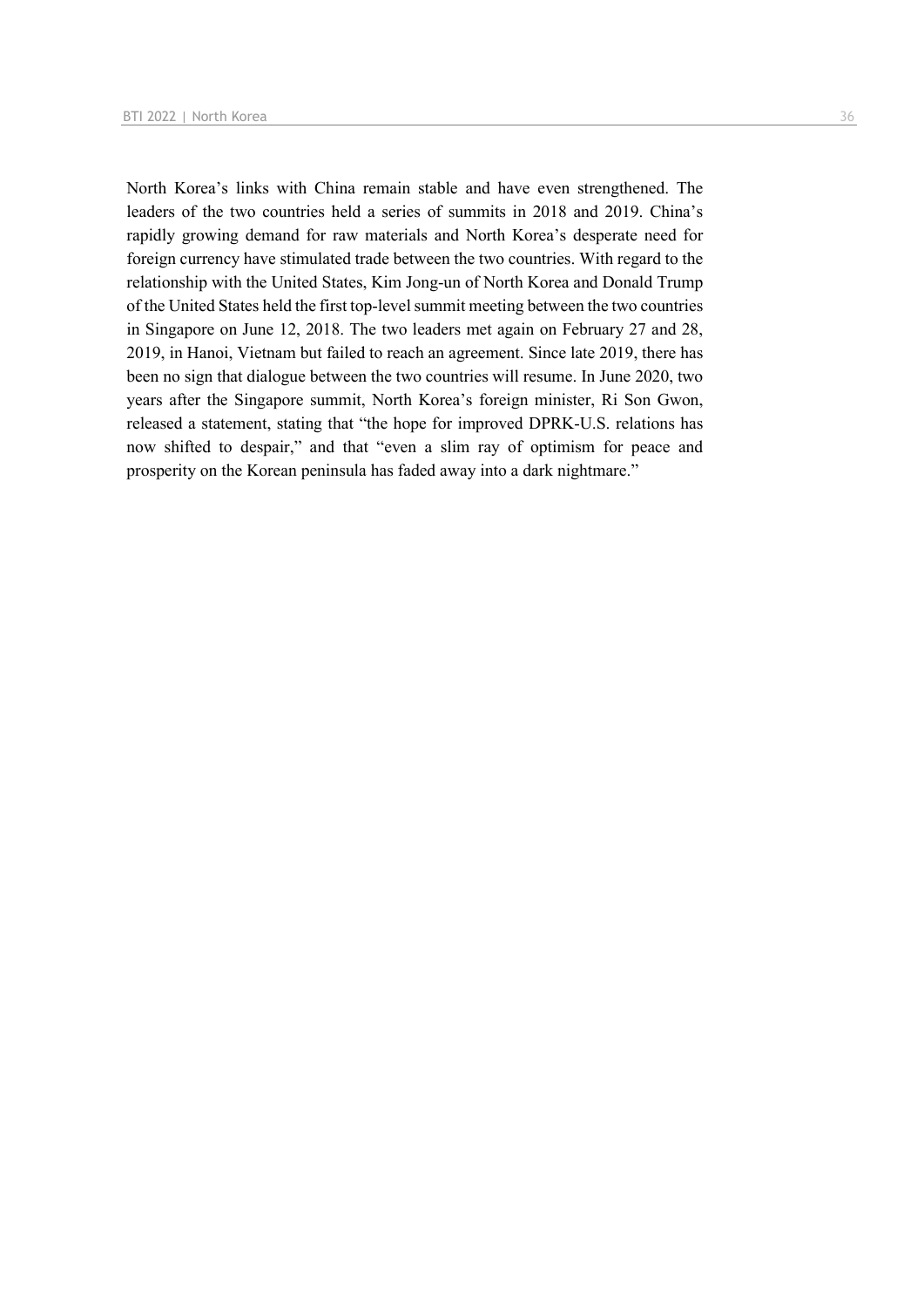North Korea's links with China remain stable and have even strengthened. The leaders of the two countries held a series of summits in 2018 and 2019. China's rapidly growing demand for raw materials and North Korea's desperate need for foreign currency have stimulated trade between the two countries. With regard to the relationship with the United States, Kim Jong-un of North Korea and Donald Trump of the United States held the first top-level summit meeting between the two countries in Singapore on June 12, 2018. The two leaders met again on February 27 and 28, 2019, in Hanoi, Vietnam but failed to reach an agreement. Since late 2019, there has been no sign that dialogue between the two countries will resume. In June 2020, two years after the Singapore summit, North Korea's foreign minister, Ri Son Gwon, released a statement, stating that "the hope for improved DPRK-U.S. relations has now shifted to despair," and that "even a slim ray of optimism for peace and prosperity on the Korean peninsula has faded away into a dark nightmare."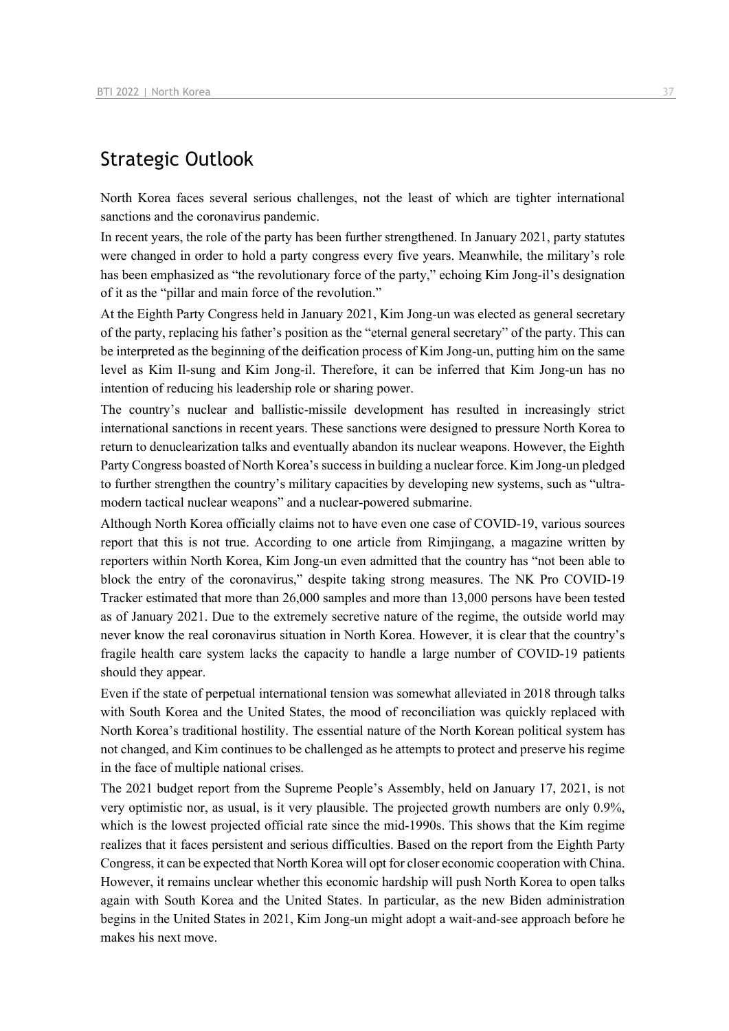## Strategic Outlook

North Korea faces several serious challenges, not the least of which are tighter international sanctions and the coronavirus pandemic.

In recent years, the role of the party has been further strengthened. In January 2021, party statutes were changed in order to hold a party congress every five years. Meanwhile, the military's role has been emphasized as "the revolutionary force of the party," echoing Kim Jong-il's designation of it as the "pillar and main force of the revolution."

At the Eighth Party Congress held in January 2021, Kim Jong-un was elected as general secretary of the party, replacing his father's position as the "eternal general secretary" of the party. This can be interpreted as the beginning of the deification process of Kim Jong-un, putting him on the same level as Kim Il-sung and Kim Jong-il. Therefore, it can be inferred that Kim Jong-un has no intention of reducing his leadership role or sharing power.

The country's nuclear and ballistic-missile development has resulted in increasingly strict international sanctions in recent years. These sanctions were designed to pressure North Korea to return to denuclearization talks and eventually abandon its nuclear weapons. However, the Eighth Party Congress boasted of North Korea's success in building a nuclear force. Kim Jong-un pledged to further strengthen the country's military capacities by developing new systems, such as "ultra-modern tactical nuclear weapons" and a nuclear-powered submarine.

Although North Korea officially claims not to have even one case of COVID-19, various sources report that this is not true. According to one article from Rimjingang, a magazine written by reporters within North Korea, Kim Jong-un even admitted that the country has "not been able to block the entry of the coronavirus," despite taking strong measures. The NK Pro COVID-19 Tracker estimated that more than 26,000 samples and more than 13,000 persons have been tested as of January 2021. Due to the extremely secretive nature of the regime, the outside world may never know the real coronavirus situation in North Korea. However, it is clear that the country's fragile health care system lacks the capacity to handle a large number of COVID-19 patients should they appear.

Even if the state of perpetual international tension was somewhat alleviated in 2018 through talks with South Korea and the United States, the mood of reconciliation was quickly replaced with North Korea's traditional hostility. The essential nature of the North Korean political system has not changed, and Kim continues to be challenged as he attempts to protect and preserve his regime in the face of multiple national crises.

The 2021 budget report from the Supreme People's Assembly, held on January 17, 2021, is not very optimistic nor, as usual, is it very plausible. The projected growth numbers are only 0.9%, which is the lowest projected official rate since the mid-1990s. This shows that the Kim regime realizes that it faces persistent and serious difficulties. Based on the report from the Eighth Party Congress, it can be expected that North Korea will opt for closer economic cooperation with China. However, it remains unclear whether this economic hardship will push North Korea to open talks again with South Korea and the United States. In particular, as the new Biden administration begins in the United States in 2021, Kim Jong-un might adopt a wait-and-see approach before he makes his next move.